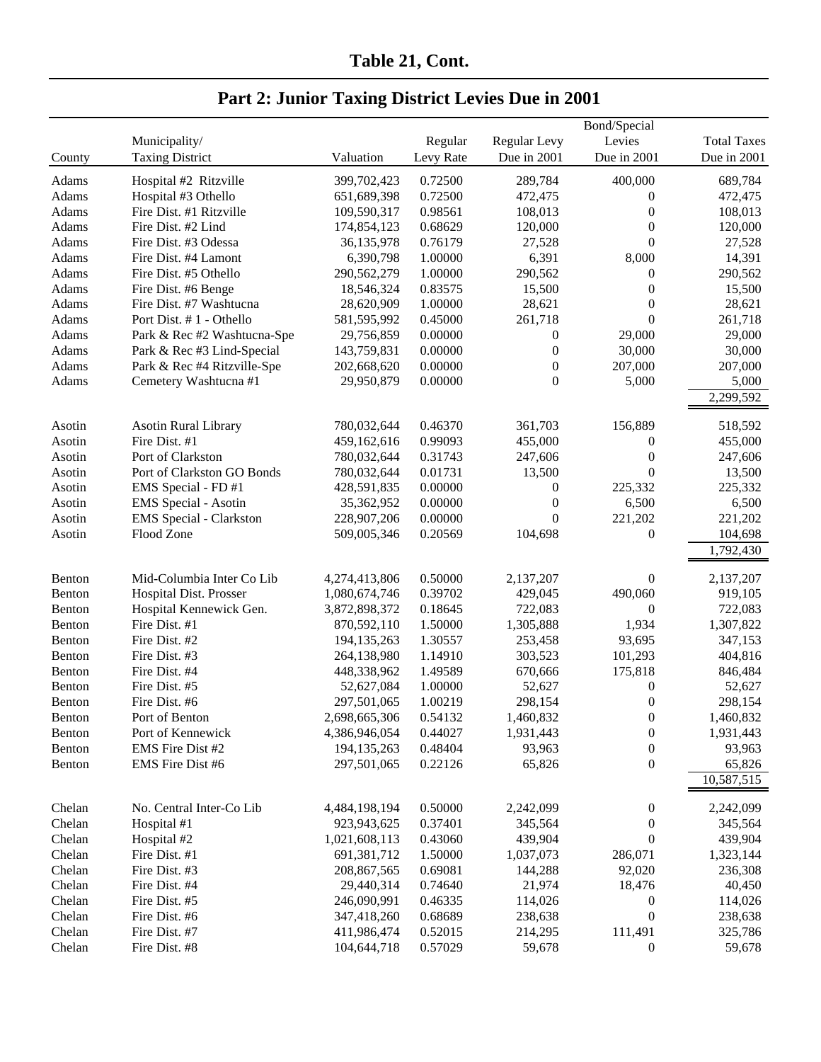# Table 21, Cont.

## Part 2: Junior Taxing District Levies Due in 2001

| County | Municipality/ Taxing District | Valuation | Regular Levy Rate | Regular Levy Due in 2001 | Bond/Special Levies Due in 2001 | Total Taxes Due in 2001 |
|---|---|---|---|---|---|---|
| Adams | Hospital #2 Ritzville | 399,702,423 | 0.72500 | 289,784 | 400,000 | 689,784 |
| Adams | Hospital #3 Othello | 651,689,398 | 0.72500 | 472,475 | 0 | 472,475 |
| Adams | Fire Dist. #1 Ritzville | 109,590,317 | 0.98561 | 108,013 | 0 | 108,013 |
| Adams | Fire Dist. #2 Lind | 174,854,123 | 0.68629 | 120,000 | 0 | 120,000 |
| Adams | Fire Dist. #3 Odessa | 36,135,978 | 0.76179 | 27,528 | 0 | 27,528 |
| Adams | Fire Dist. #4 Lamont | 6,390,798 | 1.00000 | 6,391 | 8,000 | 14,391 |
| Adams | Fire Dist. #5 Othello | 290,562,279 | 1.00000 | 290,562 | 0 | 290,562 |
| Adams | Fire Dist. #6 Benge | 18,546,324 | 0.83575 | 15,500 | 0 | 15,500 |
| Adams | Fire Dist. #7 Washtucna | 28,620,909 | 1.00000 | 28,621 | 0 | 28,621 |
| Adams | Port Dist. # 1 - Othello | 581,595,992 | 0.45000 | 261,718 | 0 | 261,718 |
| Adams | Park & Rec #2 Washtucna-Spe | 29,756,859 | 0.00000 | 0 | 29,000 | 29,000 |
| Adams | Park & Rec #3 Lind-Special | 143,759,831 | 0.00000 | 0 | 30,000 | 30,000 |
| Adams | Park & Rec #4 Ritzville-Spe | 202,668,620 | 0.00000 | 0 | 207,000 | 207,000 |
| Adams | Cemetery Washtucna #1 | 29,950,879 | 0.00000 | 0 | 5,000 | 5,000 |
| | | | | | | 2,299,592 |
| Asotin | Asotin Rural Library | 780,032,644 | 0.46370 | 361,703 | 156,889 | 518,592 |
| Asotin | Fire Dist. #1 | 459,162,616 | 0.99093 | 455,000 | 0 | 455,000 |
| Asotin | Port of Clarkston | 780,032,644 | 0.31743 | 247,606 | 0 | 247,606 |
| Asotin | Port of Clarkston GO Bonds | 780,032,644 | 0.01731 | 13,500 | 0 | 13,500 |
| Asotin | EMS Special - FD #1 | 428,591,835 | 0.00000 | 0 | 225,332 | 225,332 |
| Asotin | EMS Special - Asotin | 35,362,952 | 0.00000 | 0 | 6,500 | 6,500 |
| Asotin | EMS Special - Clarkston | 228,907,206 | 0.00000 | 0 | 221,202 | 221,202 |
| Asotin | Flood Zone | 509,005,346 | 0.20569 | 104,698 | 0 | 104,698 |
| | | | | | | 1,792,430 |
| Benton | Mid-Columbia Inter Co Lib | 4,274,413,806 | 0.50000 | 2,137,207 | 0 | 2,137,207 |
| Benton | Hospital Dist. Prosser | 1,080,674,746 | 0.39702 | 429,045 | 490,060 | 919,105 |
| Benton | Hospital Kennewick Gen. | 3,872,898,372 | 0.18645 | 722,083 | 0 | 722,083 |
| Benton | Fire Dist. #1 | 870,592,110 | 1.50000 | 1,305,888 | 1,934 | 1,307,822 |
| Benton | Fire Dist. #2 | 194,135,263 | 1.30557 | 253,458 | 93,695 | 347,153 |
| Benton | Fire Dist. #3 | 264,138,980 | 1.14910 | 303,523 | 101,293 | 404,816 |
| Benton | Fire Dist. #4 | 448,338,962 | 1.49589 | 670,666 | 175,818 | 846,484 |
| Benton | Fire Dist. #5 | 52,627,084 | 1.00000 | 52,627 | 0 | 52,627 |
| Benton | Fire Dist. #6 | 297,501,065 | 1.00219 | 298,154 | 0 | 298,154 |
| Benton | Port of Benton | 2,698,665,306 | 0.54132 | 1,460,832 | 0 | 1,460,832 |
| Benton | Port of Kennewick | 4,386,946,054 | 0.44027 | 1,931,443 | 0 | 1,931,443 |
| Benton | EMS Fire Dist #2 | 194,135,263 | 0.48404 | 93,963 | 0 | 93,963 |
| Benton | EMS Fire Dist #6 | 297,501,065 | 0.22126 | 65,826 | 0 | 65,826 |
| | | | | | | 10,587,515 |
| Chelan | No. Central Inter-Co Lib | 4,484,198,194 | 0.50000 | 2,242,099 | 0 | 2,242,099 |
| Chelan | Hospital #1 | 923,943,625 | 0.37401 | 345,564 | 0 | 345,564 |
| Chelan | Hospital #2 | 1,021,608,113 | 0.43060 | 439,904 | 0 | 439,904 |
| Chelan | Fire Dist. #1 | 691,381,712 | 1.50000 | 1,037,073 | 286,071 | 1,323,144 |
| Chelan | Fire Dist. #3 | 208,867,565 | 0.69081 | 144,288 | 92,020 | 236,308 |
| Chelan | Fire Dist. #4 | 29,440,314 | 0.74640 | 21,974 | 18,476 | 40,450 |
| Chelan | Fire Dist. #5 | 246,090,991 | 0.46335 | 114,026 | 0 | 114,026 |
| Chelan | Fire Dist. #6 | 347,418,260 | 0.68689 | 238,638 | 0 | 238,638 |
| Chelan | Fire Dist. #7 | 411,986,474 | 0.52015 | 214,295 | 111,491 | 325,786 |
| Chelan | Fire Dist. #8 | 104,644,718 | 0.57029 | 59,678 | 0 | 59,678 |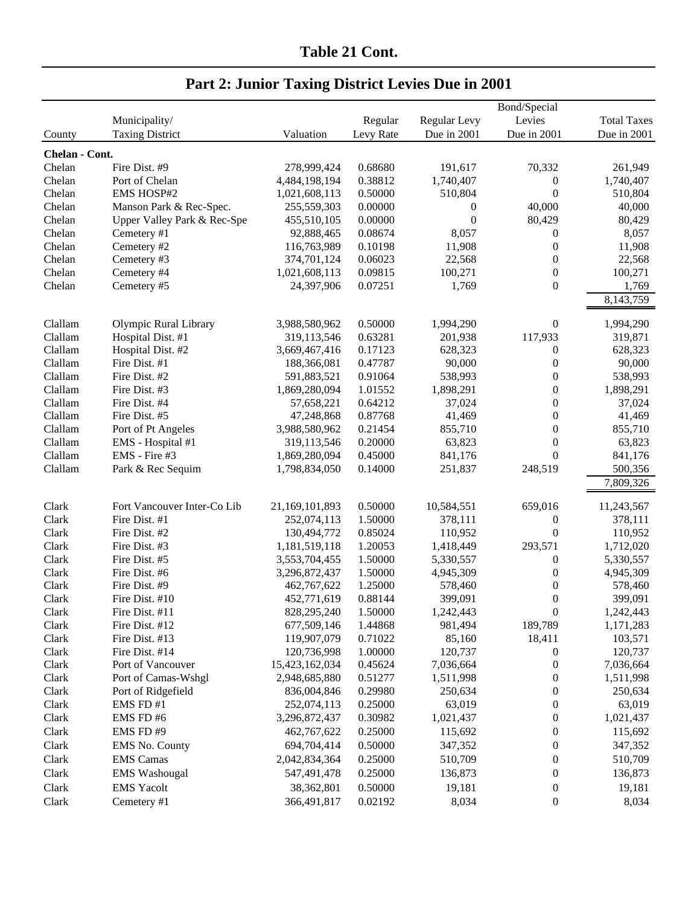## Table 21 Cont.

## Part 2: Junior Taxing District Levies Due in 2001

| County | Municipality/ Taxing District | Valuation | Regular Levy Rate | Regular Levy Due in 2001 | Bond/Special Levies Due in 2001 | Total Taxes Due in 2001 |
|---|---|---|---|---|---|---|
| **Chelan - Cont.** | | | | | | |
| Chelan | Fire Dist. #9 | 278,999,424 | 0.68680 | 191,617 | 70,332 | 261,949 |
| Chelan | Port of Chelan | 4,484,198,194 | 0.38812 | 1,740,407 | 0 | 1,740,407 |
| Chelan | EMS HOSP#2 | 1,021,608,113 | 0.50000 | 510,804 | 0 | 510,804 |
| Chelan | Manson Park & Rec-Spec. | 255,559,303 | 0.00000 | 0 | 40,000 | 40,000 |
| Chelan | Upper Valley Park & Rec-Spe | 455,510,105 | 0.00000 | 0 | 80,429 | 80,429 |
| Chelan | Cemetery #1 | 92,888,465 | 0.08674 | 8,057 | 0 | 8,057 |
| Chelan | Cemetery #2 | 116,763,989 | 0.10198 | 11,908 | 0 | 11,908 |
| Chelan | Cemetery #3 | 374,701,124 | 0.06023 | 22,568 | 0 | 22,568 |
| Chelan | Cemetery #4 | 1,021,608,113 | 0.09815 | 100,271 | 0 | 100,271 |
| Chelan | Cemetery #5 | 24,397,906 | 0.07251 | 1,769 | 0 | 1,769 |
| | | | | | | 8,143,759 |
| Clallam | Olympic Rural Library | 3,988,580,962 | 0.50000 | 1,994,290 | 0 | 1,994,290 |
| Clallam | Hospital Dist. #1 | 319,113,546 | 0.63281 | 201,938 | 117,933 | 319,871 |
| Clallam | Hospital Dist. #2 | 3,669,467,416 | 0.17123 | 628,323 | 0 | 628,323 |
| Clallam | Fire Dist. #1 | 188,366,081 | 0.47787 | 90,000 | 0 | 90,000 |
| Clallam | Fire Dist. #2 | 591,883,521 | 0.91064 | 538,993 | 0 | 538,993 |
| Clallam | Fire Dist. #3 | 1,869,280,094 | 1.01552 | 1,898,291 | 0 | 1,898,291 |
| Clallam | Fire Dist. #4 | 57,658,221 | 0.64212 | 37,024 | 0 | 37,024 |
| Clallam | Fire Dist. #5 | 47,248,868 | 0.87768 | 41,469 | 0 | 41,469 |
| Clallam | Port of Pt Angeles | 3,988,580,962 | 0.21454 | 855,710 | 0 | 855,710 |
| Clallam | EMS - Hospital #1 | 319,113,546 | 0.20000 | 63,823 | 0 | 63,823 |
| Clallam | EMS - Fire #3 | 1,869,280,094 | 0.45000 | 841,176 | 0 | 841,176 |
| Clallam | Park & Rec Sequim | 1,798,834,050 | 0.14000 | 251,837 | 248,519 | 500,356 |
| | | | | | | 7,809,326 |
| Clark | Fort Vancouver Inter-Co Lib | 21,169,101,893 | 0.50000 | 10,584,551 | 659,016 | 11,243,567 |
| Clark | Fire Dist. #1 | 252,074,113 | 1.50000 | 378,111 | 0 | 378,111 |
| Clark | Fire Dist. #2 | 130,494,772 | 0.85024 | 110,952 | 0 | 110,952 |
| Clark | Fire Dist. #3 | 1,181,519,118 | 1.20053 | 1,418,449 | 293,571 | 1,712,020 |
| Clark | Fire Dist. #5 | 3,553,704,455 | 1.50000 | 5,330,557 | 0 | 5,330,557 |
| Clark | Fire Dist. #6 | 3,296,872,437 | 1.50000 | 4,945,309 | 0 | 4,945,309 |
| Clark | Fire Dist. #9 | 462,767,622 | 1.25000 | 578,460 | 0 | 578,460 |
| Clark | Fire Dist. #10 | 452,771,619 | 0.88144 | 399,091 | 0 | 399,091 |
| Clark | Fire Dist. #11 | 828,295,240 | 1.50000 | 1,242,443 | 0 | 1,242,443 |
| Clark | Fire Dist. #12 | 677,509,146 | 1.44868 | 981,494 | 189,789 | 1,171,283 |
| Clark | Fire Dist. #13 | 119,907,079 | 0.71022 | 85,160 | 18,411 | 103,571 |
| Clark | Fire Dist. #14 | 120,736,998 | 1.00000 | 120,737 | 0 | 120,737 |
| Clark | Port of Vancouver | 15,423,162,034 | 0.45624 | 7,036,664 | 0 | 7,036,664 |
| Clark | Port of Camas-Wshgl | 2,948,685,880 | 0.51277 | 1,511,998 | 0 | 1,511,998 |
| Clark | Port of Ridgefield | 836,004,846 | 0.29980 | 250,634 | 0 | 250,634 |
| Clark | EMS FD #1 | 252,074,113 | 0.25000 | 63,019 | 0 | 63,019 |
| Clark | EMS FD #6 | 3,296,872,437 | 0.30982 | 1,021,437 | 0 | 1,021,437 |
| Clark | EMS FD #9 | 462,767,622 | 0.25000 | 115,692 | 0 | 115,692 |
| Clark | EMS No. County | 694,704,414 | 0.50000 | 347,352 | 0 | 347,352 |
| Clark | EMS Camas | 2,042,834,364 | 0.25000 | 510,709 | 0 | 510,709 |
| Clark | EMS Washougal | 547,491,478 | 0.25000 | 136,873 | 0 | 136,873 |
| Clark | EMS Yacolt | 38,362,801 | 0.50000 | 19,181 | 0 | 19,181 |
| Clark | Cemetery #1 | 366,491,817 | 0.02192 | 8,034 | 0 | 8,034 |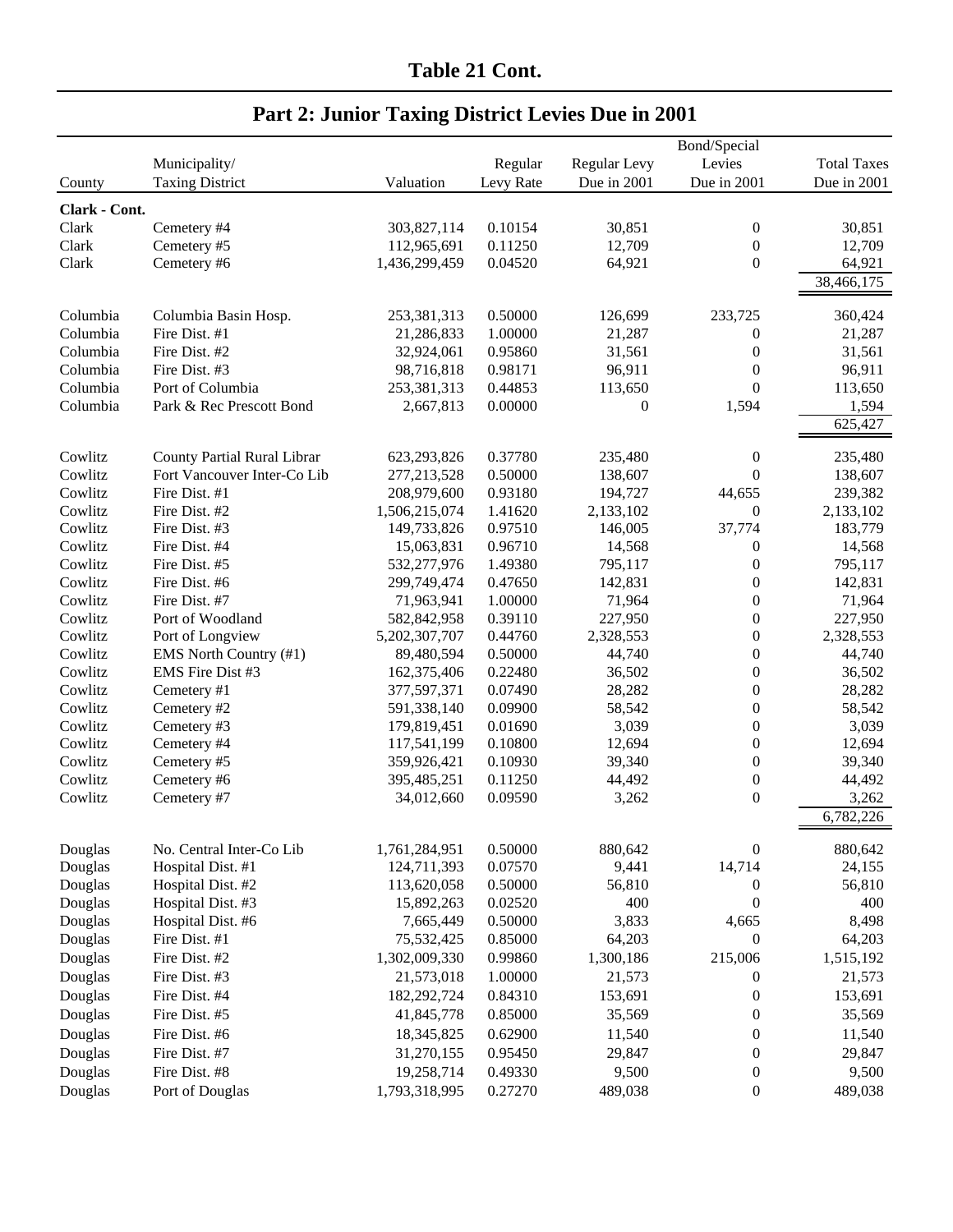# Table 21 Cont.

## Part 2: Junior Taxing District Levies Due in 2001

| County | Municipality/ Taxing District | Valuation | Regular Levy Rate | Regular Levy Due in 2001 | Bond/Special Levies Due in 2001 | Total Taxes Due in 2001 |
|---|---|---|---|---|---|---|
| **Clark - Cont.** | | | | | | |
| Clark | Cemetery #4 | 303,827,114 | 0.10154 | 30,851 | 0 | 30,851 |
| Clark | Cemetery #5 | 112,965,691 | 0.11250 | 12,709 | 0 | 12,709 |
| Clark | Cemetery #6 | 1,436,299,459 | 0.04520 | 64,921 | 0 | 64,921 |
| | | | | | | 38,466,175 |
| Columbia | Columbia Basin Hosp. | 253,381,313 | 0.50000 | 126,699 | 233,725 | 360,424 |
| Columbia | Fire Dist. #1 | 21,286,833 | 1.00000 | 21,287 | 0 | 21,287 |
| Columbia | Fire Dist. #2 | 32,924,061 | 0.95860 | 31,561 | 0 | 31,561 |
| Columbia | Fire Dist. #3 | 98,716,818 | 0.98171 | 96,911 | 0 | 96,911 |
| Columbia | Port of Columbia | 253,381,313 | 0.44853 | 113,650 | 0 | 113,650 |
| Columbia | Park & Rec Prescott Bond | 2,667,813 | 0.00000 | 0 | 1,594 | 1,594 |
| | | | | | | 625,427 |
| Cowlitz | County Partial Rural Librar | 623,293,826 | 0.37780 | 235,480 | 0 | 235,480 |
| Cowlitz | Fort Vancouver Inter-Co Lib | 277,213,528 | 0.50000 | 138,607 | 0 | 138,607 |
| Cowlitz | Fire Dist. #1 | 208,979,600 | 0.93180 | 194,727 | 44,655 | 239,382 |
| Cowlitz | Fire Dist. #2 | 1,506,215,074 | 1.41620 | 2,133,102 | 0 | 2,133,102 |
| Cowlitz | Fire Dist. #3 | 149,733,826 | 0.97510 | 146,005 | 37,774 | 183,779 |
| Cowlitz | Fire Dist. #4 | 15,063,831 | 0.96710 | 14,568 | 0 | 14,568 |
| Cowlitz | Fire Dist. #5 | 532,277,976 | 1.49380 | 795,117 | 0 | 795,117 |
| Cowlitz | Fire Dist. #6 | 299,749,474 | 0.47650 | 142,831 | 0 | 142,831 |
| Cowlitz | Fire Dist. #7 | 71,963,941 | 1.00000 | 71,964 | 0 | 71,964 |
| Cowlitz | Port of Woodland | 582,842,958 | 0.39110 | 227,950 | 0 | 227,950 |
| Cowlitz | Port of Longview | 5,202,307,707 | 0.44760 | 2,328,553 | 0 | 2,328,553 |
| Cowlitz | EMS North Country (#1) | 89,480,594 | 0.50000 | 44,740 | 0 | 44,740 |
| Cowlitz | EMS Fire Dist #3 | 162,375,406 | 0.22480 | 36,502 | 0 | 36,502 |
| Cowlitz | Cemetery #1 | 377,597,371 | 0.07490 | 28,282 | 0 | 28,282 |
| Cowlitz | Cemetery #2 | 591,338,140 | 0.09900 | 58,542 | 0 | 58,542 |
| Cowlitz | Cemetery #3 | 179,819,451 | 0.01690 | 3,039 | 0 | 3,039 |
| Cowlitz | Cemetery #4 | 117,541,199 | 0.10800 | 12,694 | 0 | 12,694 |
| Cowlitz | Cemetery #5 | 359,926,421 | 0.10930 | 39,340 | 0 | 39,340 |
| Cowlitz | Cemetery #6 | 395,485,251 | 0.11250 | 44,492 | 0 | 44,492 |
| Cowlitz | Cemetery #7 | 34,012,660 | 0.09590 | 3,262 | 0 | 3,262 |
| | | | | | | 6,782,226 |
| Douglas | No. Central Inter-Co Lib | 1,761,284,951 | 0.50000 | 880,642 | 0 | 880,642 |
| Douglas | Hospital Dist. #1 | 124,711,393 | 0.07570 | 9,441 | 14,714 | 24,155 |
| Douglas | Hospital Dist. #2 | 113,620,058 | 0.50000 | 56,810 | 0 | 56,810 |
| Douglas | Hospital Dist. #3 | 15,892,263 | 0.02520 | 400 | 0 | 400 |
| Douglas | Hospital Dist. #6 | 7,665,449 | 0.50000 | 3,833 | 4,665 | 8,498 |
| Douglas | Fire Dist. #1 | 75,532,425 | 0.85000 | 64,203 | 0 | 64,203 |
| Douglas | Fire Dist. #2 | 1,302,009,330 | 0.99860 | 1,300,186 | 215,006 | 1,515,192 |
| Douglas | Fire Dist. #3 | 21,573,018 | 1.00000 | 21,573 | 0 | 21,573 |
| Douglas | Fire Dist. #4 | 182,292,724 | 0.84310 | 153,691 | 0 | 153,691 |
| Douglas | Fire Dist. #5 | 41,845,778 | 0.85000 | 35,569 | 0 | 35,569 |
| Douglas | Fire Dist. #6 | 18,345,825 | 0.62900 | 11,540 | 0 | 11,540 |
| Douglas | Fire Dist. #7 | 31,270,155 | 0.95450 | 29,847 | 0 | 29,847 |
| Douglas | Fire Dist. #8 | 19,258,714 | 0.49330 | 9,500 | 0 | 9,500 |
| Douglas | Port of Douglas | 1,793,318,995 | 0.27270 | 489,038 | 0 | 489,038 |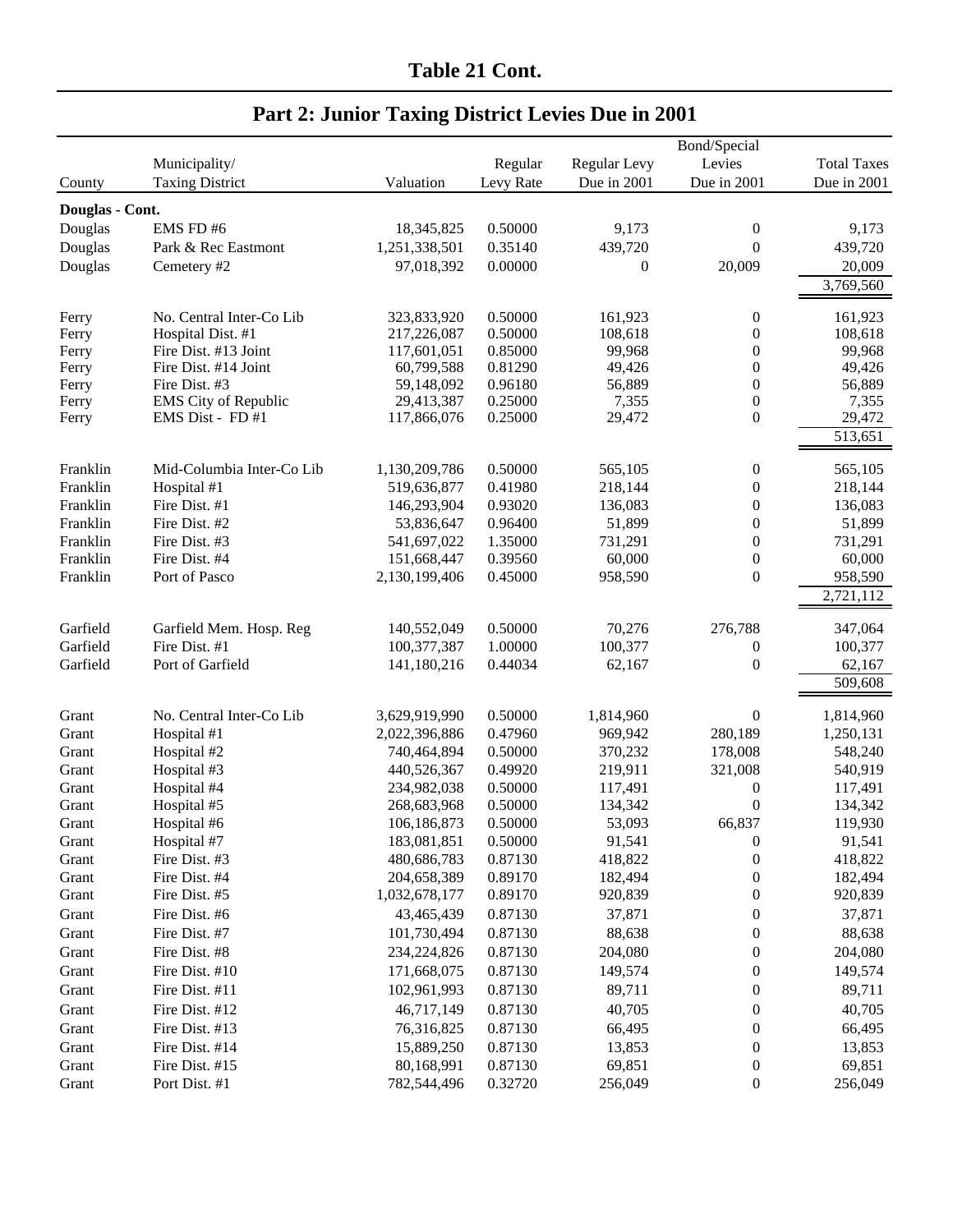## Table 21 Cont.

## Part 2: Junior Taxing District Levies Due in 2001

| County | Municipality/ Taxing District | Valuation | Regular Levy Rate | Regular Levy Due in 2001 | Bond/Special Levies Due in 2001 | Total Taxes Due in 2001 |
|---|---|---|---|---|---|---|
| **Douglas - Cont.** | | | | | | |
| Douglas | EMS FD #6 | 18,345,825 | 0.50000 | 9,173 | 0 | 9,173 |
| Douglas | Park & Rec Eastmont | 1,251,338,501 | 0.35140 | 439,720 | 0 | 439,720 |
| Douglas | Cemetery #2 | 97,018,392 | 0.00000 | 0 | 20,009 | 20,009 |
| | | | | | | 3,769,560 |
| Ferry | No. Central Inter-Co Lib | 323,833,920 | 0.50000 | 161,923 | 0 | 161,923 |
| Ferry | Hospital Dist. #1 | 217,226,087 | 0.50000 | 108,618 | 0 | 108,618 |
| Ferry | Fire Dist. #13 Joint | 117,601,051 | 0.85000 | 99,968 | 0 | 99,968 |
| Ferry | Fire Dist. #14 Joint | 60,799,588 | 0.81290 | 49,426 | 0 | 49,426 |
| Ferry | Fire Dist. #3 | 59,148,092 | 0.96180 | 56,889 | 0 | 56,889 |
| Ferry | EMS City of Republic | 29,413,387 | 0.25000 | 7,355 | 0 | 7,355 |
| Ferry | EMS Dist - FD #1 | 117,866,076 | 0.25000 | 29,472 | 0 | 29,472 |
| | | | | | | 513,651 |
| Franklin | Mid-Columbia Inter-Co Lib | 1,130,209,786 | 0.50000 | 565,105 | 0 | 565,105 |
| Franklin | Hospital #1 | 519,636,877 | 0.41980 | 218,144 | 0 | 218,144 |
| Franklin | Fire Dist. #1 | 146,293,904 | 0.93020 | 136,083 | 0 | 136,083 |
| Franklin | Fire Dist. #2 | 53,836,647 | 0.96400 | 51,899 | 0 | 51,899 |
| Franklin | Fire Dist. #3 | 541,697,022 | 1.35000 | 731,291 | 0 | 731,291 |
| Franklin | Fire Dist. #4 | 151,668,447 | 0.39560 | 60,000 | 0 | 60,000 |
| Franklin | Port of Pasco | 2,130,199,406 | 0.45000 | 958,590 | 0 | 958,590 |
| | | | | | | 2,721,112 |
| Garfield | Garfield Mem. Hosp. Reg | 140,552,049 | 0.50000 | 70,276 | 276,788 | 347,064 |
| Garfield | Fire Dist. #1 | 100,377,387 | 1.00000 | 100,377 | 0 | 100,377 |
| Garfield | Port of Garfield | 141,180,216 | 0.44034 | 62,167 | 0 | 62,167 |
| | | | | | | 509,608 |
| Grant | No. Central Inter-Co Lib | 3,629,919,990 | 0.50000 | 1,814,960 | 0 | 1,814,960 |
| Grant | Hospital #1 | 2,022,396,886 | 0.47960 | 969,942 | 280,189 | 1,250,131 |
| Grant | Hospital #2 | 740,464,894 | 0.50000 | 370,232 | 178,008 | 548,240 |
| Grant | Hospital #3 | 440,526,367 | 0.49920 | 219,911 | 321,008 | 540,919 |
| Grant | Hospital #4 | 234,982,038 | 0.50000 | 117,491 | 0 | 117,491 |
| Grant | Hospital #5 | 268,683,968 | 0.50000 | 134,342 | 0 | 134,342 |
| Grant | Hospital #6 | 106,186,873 | 0.50000 | 53,093 | 66,837 | 119,930 |
| Grant | Hospital #7 | 183,081,851 | 0.50000 | 91,541 | 0 | 91,541 |
| Grant | Fire Dist. #3 | 480,686,783 | 0.87130 | 418,822 | 0 | 418,822 |
| Grant | Fire Dist. #4 | 204,658,389 | 0.89170 | 182,494 | 0 | 182,494 |
| Grant | Fire Dist. #5 | 1,032,678,177 | 0.89170 | 920,839 | 0 | 920,839 |
| Grant | Fire Dist. #6 | 43,465,439 | 0.87130 | 37,871 | 0 | 37,871 |
| Grant | Fire Dist. #7 | 101,730,494 | 0.87130 | 88,638 | 0 | 88,638 |
| Grant | Fire Dist. #8 | 234,224,826 | 0.87130 | 204,080 | 0 | 204,080 |
| Grant | Fire Dist. #10 | 171,668,075 | 0.87130 | 149,574 | 0 | 149,574 |
| Grant | Fire Dist. #11 | 102,961,993 | 0.87130 | 89,711 | 0 | 89,711 |
| Grant | Fire Dist. #12 | 46,717,149 | 0.87130 | 40,705 | 0 | 40,705 |
| Grant | Fire Dist. #13 | 76,316,825 | 0.87130 | 66,495 | 0 | 66,495 |
| Grant | Fire Dist. #14 | 15,889,250 | 0.87130 | 13,853 | 0 | 13,853 |
| Grant | Fire Dist. #15 | 80,168,991 | 0.87130 | 69,851 | 0 | 69,851 |
| Grant | Port Dist. #1 | 782,544,496 | 0.32720 | 256,049 | 0 | 256,049 |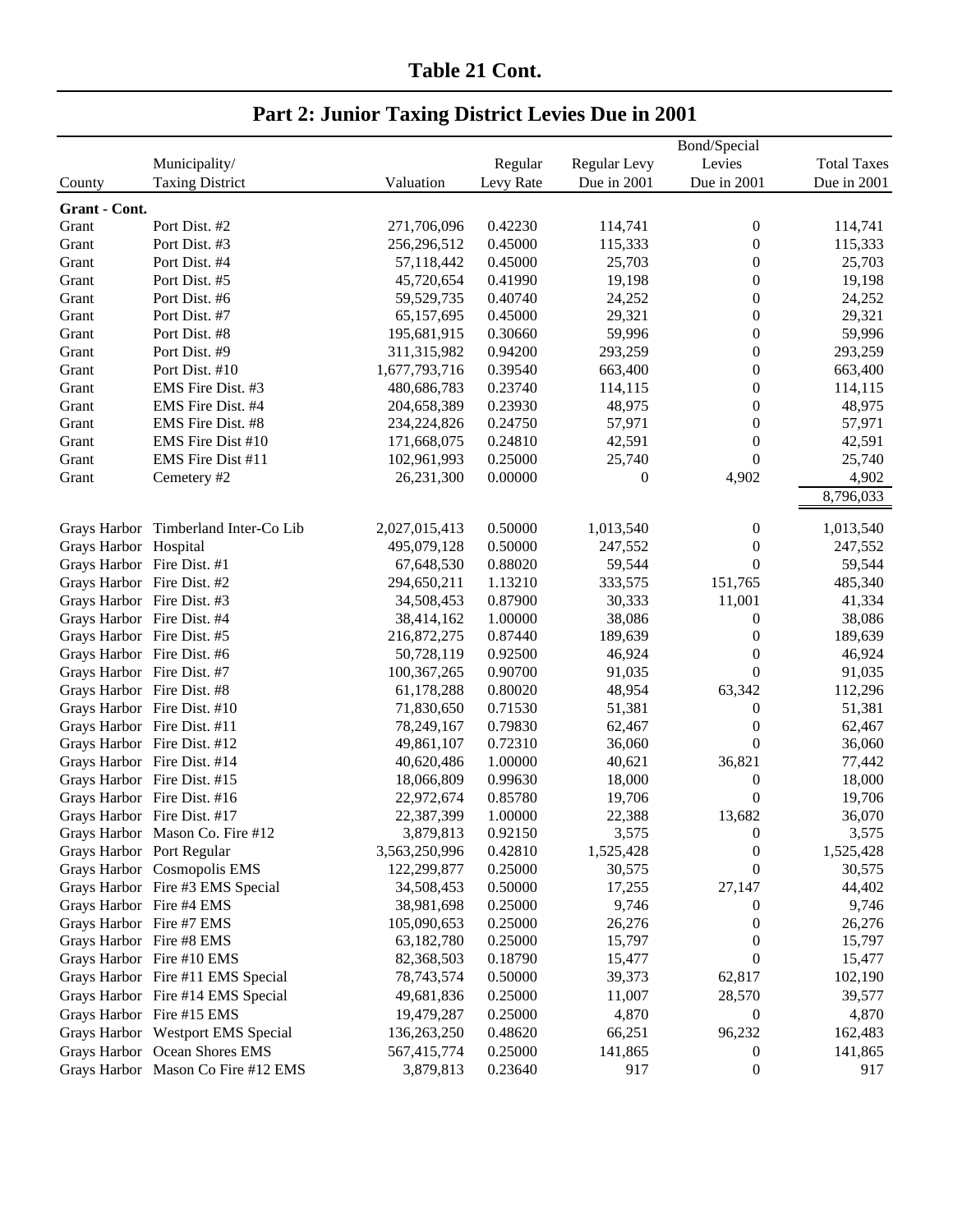## Table 21 Cont.

## Part 2: Junior Taxing District Levies Due in 2001

| County | Municipality/ Taxing District | Valuation | Regular Levy Rate | Regular Levy Due in 2001 | Bond/Special Levies Due in 2001 | Total Taxes Due in 2001 |
|---|---|---|---|---|---|---|
| **Grant - Cont.** | | | | | | |
| Grant | Port Dist. #2 | 271,706,096 | 0.42230 | 114,741 | 0 | 114,741 |
| Grant | Port Dist. #3 | 256,296,512 | 0.45000 | 115,333 | 0 | 115,333 |
| Grant | Port Dist. #4 | 57,118,442 | 0.45000 | 25,703 | 0 | 25,703 |
| Grant | Port Dist. #5 | 45,720,654 | 0.41990 | 19,198 | 0 | 19,198 |
| Grant | Port Dist. #6 | 59,529,735 | 0.40740 | 24,252 | 0 | 24,252 |
| Grant | Port Dist. #7 | 65,157,695 | 0.45000 | 29,321 | 0 | 29,321 |
| Grant | Port Dist. #8 | 195,681,915 | 0.30660 | 59,996 | 0 | 59,996 |
| Grant | Port Dist. #9 | 311,315,982 | 0.94200 | 293,259 | 0 | 293,259 |
| Grant | Port Dist. #10 | 1,677,793,716 | 0.39540 | 663,400 | 0 | 663,400 |
| Grant | EMS Fire Dist. #3 | 480,686,783 | 0.23740 | 114,115 | 0 | 114,115 |
| Grant | EMS Fire Dist. #4 | 204,658,389 | 0.23930 | 48,975 | 0 | 48,975 |
| Grant | EMS Fire Dist. #8 | 234,224,826 | 0.24750 | 57,971 | 0 | 57,971 |
| Grant | EMS Fire Dist #10 | 171,668,075 | 0.24810 | 42,591 | 0 | 42,591 |
| Grant | EMS Fire Dist #11 | 102,961,993 | 0.25000 | 25,740 | 0 | 25,740 |
| Grant | Cemetery #2 | 26,231,300 | 0.00000 | 0 | 4,902 | 4,902 |
| | | | | | | 8,796,033 |
| Grays Harbor | Timberland Inter-Co Lib | 2,027,015,413 | 0.50000 | 1,013,540 | 0 | 1,013,540 |
| Grays Harbor | Hospital | 495,079,128 | 0.50000 | 247,552 | 0 | 247,552 |
| Grays Harbor | Fire Dist. #1 | 67,648,530 | 0.88020 | 59,544 | 0 | 59,544 |
| Grays Harbor | Fire Dist. #2 | 294,650,211 | 1.13210 | 333,575 | 151,765 | 485,340 |
| Grays Harbor | Fire Dist. #3 | 34,508,453 | 0.87900 | 30,333 | 11,001 | 41,334 |
| Grays Harbor | Fire Dist. #4 | 38,414,162 | 1.00000 | 38,086 | 0 | 38,086 |
| Grays Harbor | Fire Dist. #5 | 216,872,275 | 0.87440 | 189,639 | 0 | 189,639 |
| Grays Harbor | Fire Dist. #6 | 50,728,119 | 0.92500 | 46,924 | 0 | 46,924 |
| Grays Harbor | Fire Dist. #7 | 100,367,265 | 0.90700 | 91,035 | 0 | 91,035 |
| Grays Harbor | Fire Dist. #8 | 61,178,288 | 0.80020 | 48,954 | 63,342 | 112,296 |
| Grays Harbor | Fire Dist. #10 | 71,830,650 | 0.71530 | 51,381 | 0 | 51,381 |
| Grays Harbor | Fire Dist. #11 | 78,249,167 | 0.79830 | 62,467 | 0 | 62,467 |
| Grays Harbor | Fire Dist. #12 | 49,861,107 | 0.72310 | 36,060 | 0 | 36,060 |
| Grays Harbor | Fire Dist. #14 | 40,620,486 | 1.00000 | 40,621 | 36,821 | 77,442 |
| Grays Harbor | Fire Dist. #15 | 18,066,809 | 0.99630 | 18,000 | 0 | 18,000 |
| Grays Harbor | Fire Dist. #16 | 22,972,674 | 0.85780 | 19,706 | 0 | 19,706 |
| Grays Harbor | Fire Dist. #17 | 22,387,399 | 1.00000 | 22,388 | 13,682 | 36,070 |
| Grays Harbor | Mason Co. Fire #12 | 3,879,813 | 0.92150 | 3,575 | 0 | 3,575 |
| Grays Harbor | Port Regular | 3,563,250,996 | 0.42810 | 1,525,428 | 0 | 1,525,428 |
| Grays Harbor | Cosmopolis EMS | 122,299,877 | 0.25000 | 30,575 | 0 | 30,575 |
| Grays Harbor | Fire #3 EMS Special | 34,508,453 | 0.50000 | 17,255 | 27,147 | 44,402 |
| Grays Harbor | Fire #4 EMS | 38,981,698 | 0.25000 | 9,746 | 0 | 9,746 |
| Grays Harbor | Fire #7 EMS | 105,090,653 | 0.25000 | 26,276 | 0 | 26,276 |
| Grays Harbor | Fire #8 EMS | 63,182,780 | 0.25000 | 15,797 | 0 | 15,797 |
| Grays Harbor | Fire #10 EMS | 82,368,503 | 0.18790 | 15,477 | 0 | 15,477 |
| Grays Harbor | Fire #11 EMS Special | 78,743,574 | 0.50000 | 39,373 | 62,817 | 102,190 |
| Grays Harbor | Fire #14 EMS Special | 49,681,836 | 0.25000 | 11,007 | 28,570 | 39,577 |
| Grays Harbor | Fire #15 EMS | 19,479,287 | 0.25000 | 4,870 | 0 | 4,870 |
| Grays Harbor | Westport EMS Special | 136,263,250 | 0.48620 | 66,251 | 96,232 | 162,483 |
| Grays Harbor | Ocean Shores EMS | 567,415,774 | 0.25000 | 141,865 | 0 | 141,865 |
| Grays Harbor | Mason Co Fire #12 EMS | 3,879,813 | 0.23640 | 917 | 0 | 917 |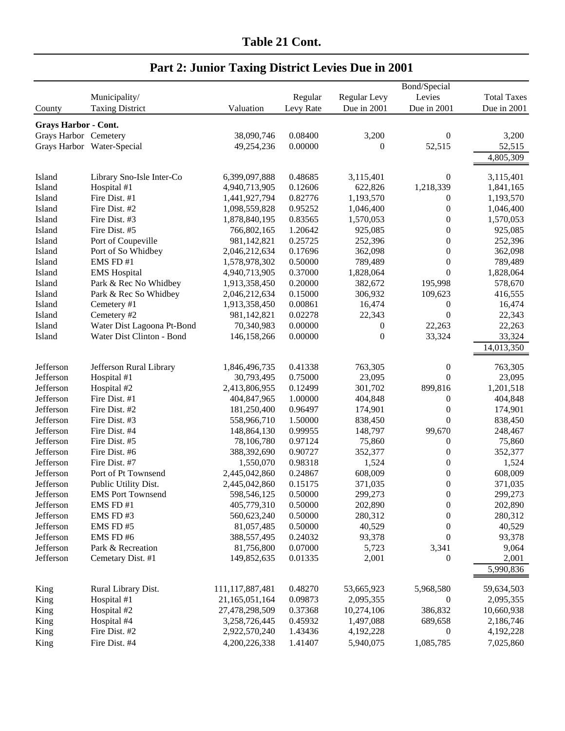## Table 21 Cont.

## Part 2: Junior Taxing District Levies Due in 2001

| County | Municipality/ Taxing District | Valuation | Regular Levy Rate | Regular Levy Due in 2001 | Bond/Special Levies Due in 2001 | Total Taxes Due in 2001 |
|---|---|---|---|---|---|---|
| **Grays Harbor - Cont.** | | | | | | |
| Grays Harbor | Cemetery | 38,090,746 | 0.08400 | 3,200 | 0 | 3,200 |
| Grays Harbor | Water-Special | 49,254,236 | 0.00000 | 0 | 52,515 | 52,515 |
| | | | | | | 4,805,309 |
| Island | Library Sno-Isle Inter-Co | 6,399,097,888 | 0.48685 | 3,115,401 | 0 | 3,115,401 |
| Island | Hospital #1 | 4,940,713,905 | 0.12606 | 622,826 | 1,218,339 | 1,841,165 |
| Island | Fire Dist. #1 | 1,441,927,794 | 0.82776 | 1,193,570 | 0 | 1,193,570 |
| Island | Fire Dist. #2 | 1,098,559,828 | 0.95252 | 1,046,400 | 0 | 1,046,400 |
| Island | Fire Dist. #3 | 1,878,840,195 | 0.83565 | 1,570,053 | 0 | 1,570,053 |
| Island | Fire Dist. #5 | 766,802,165 | 1.20642 | 925,085 | 0 | 925,085 |
| Island | Port of Coupeville | 981,142,821 | 0.25725 | 252,396 | 0 | 252,396 |
| Island | Port of So Whidbey | 2,046,212,634 | 0.17696 | 362,098 | 0 | 362,098 |
| Island | EMS FD #1 | 1,578,978,302 | 0.50000 | 789,489 | 0 | 789,489 |
| Island | EMS Hospital | 4,940,713,905 | 0.37000 | 1,828,064 | 0 | 1,828,064 |
| Island | Park & Rec No Whidbey | 1,913,358,450 | 0.20000 | 382,672 | 195,998 | 578,670 |
| Island | Park & Rec So Whidbey | 2,046,212,634 | 0.15000 | 306,932 | 109,623 | 416,555 |
| Island | Cemetery #1 | 1,913,358,450 | 0.00861 | 16,474 | 0 | 16,474 |
| Island | Cemetery #2 | 981,142,821 | 0.02278 | 22,343 | 0 | 22,343 |
| Island | Water Dist Lagoona Pt-Bond | 70,340,983 | 0.00000 | 0 | 22,263 | 22,263 |
| Island | Water Dist Clinton - Bond | 146,158,266 | 0.00000 | 0 | 33,324 | 33,324 |
| | | | | | | 14,013,350 |
| Jefferson | Jefferson Rural Library | 1,846,496,735 | 0.41338 | 763,305 | 0 | 763,305 |
| Jefferson | Hospital #1 | 30,793,495 | 0.75000 | 23,095 | 0 | 23,095 |
| Jefferson | Hospital #2 | 2,413,806,955 | 0.12499 | 301,702 | 899,816 | 1,201,518 |
| Jefferson | Fire Dist. #1 | 404,847,965 | 1.00000 | 404,848 | 0 | 404,848 |
| Jefferson | Fire Dist. #2 | 181,250,400 | 0.96497 | 174,901 | 0 | 174,901 |
| Jefferson | Fire Dist. #3 | 558,966,710 | 1.50000 | 838,450 | 0 | 838,450 |
| Jefferson | Fire Dist. #4 | 148,864,130 | 0.99955 | 148,797 | 99,670 | 248,467 |
| Jefferson | Fire Dist. #5 | 78,106,780 | 0.97124 | 75,860 | 0 | 75,860 |
| Jefferson | Fire Dist. #6 | 388,392,690 | 0.90727 | 352,377 | 0 | 352,377 |
| Jefferson | Fire Dist. #7 | 1,550,070 | 0.98318 | 1,524 | 0 | 1,524 |
| Jefferson | Port of Pt Townsend | 2,445,042,860 | 0.24867 | 608,009 | 0 | 608,009 |
| Jefferson | Public Utility Dist. | 2,445,042,860 | 0.15175 | 371,035 | 0 | 371,035 |
| Jefferson | EMS Port Townsend | 598,546,125 | 0.50000 | 299,273 | 0 | 299,273 |
| Jefferson | EMS FD #1 | 405,779,310 | 0.50000 | 202,890 | 0 | 202,890 |
| Jefferson | EMS FD #3 | 560,623,240 | 0.50000 | 280,312 | 0 | 280,312 |
| Jefferson | EMS FD #5 | 81,057,485 | 0.50000 | 40,529 | 0 | 40,529 |
| Jefferson | EMS FD #6 | 388,557,495 | 0.24032 | 93,378 | 0 | 93,378 |
| Jefferson | Park & Recreation | 81,756,800 | 0.07000 | 5,723 | 3,341 | 9,064 |
| Jefferson | Cemetary Dist. #1 | 149,852,635 | 0.01335 | 2,001 | 0 | 2,001 |
| | | | | | | 5,990,836 |
| King | Rural Library Dist. | 111,117,887,481 | 0.48270 | 53,665,923 | 5,968,580 | 59,634,503 |
| King | Hospital #1 | 21,165,051,164 | 0.09873 | 2,095,355 | 0 | 2,095,355 |
| King | Hospital #2 | 27,478,298,509 | 0.37368 | 10,274,106 | 386,832 | 10,660,938 |
| King | Hospital #4 | 3,258,726,445 | 0.45932 | 1,497,088 | 689,658 | 2,186,746 |
| King | Fire Dist. #2 | 2,922,570,240 | 1.43436 | 4,192,228 | 0 | 4,192,228 |
| King | Fire Dist. #4 | 4,200,226,338 | 1.41407 | 5,940,075 | 1,085,785 | 7,025,860 |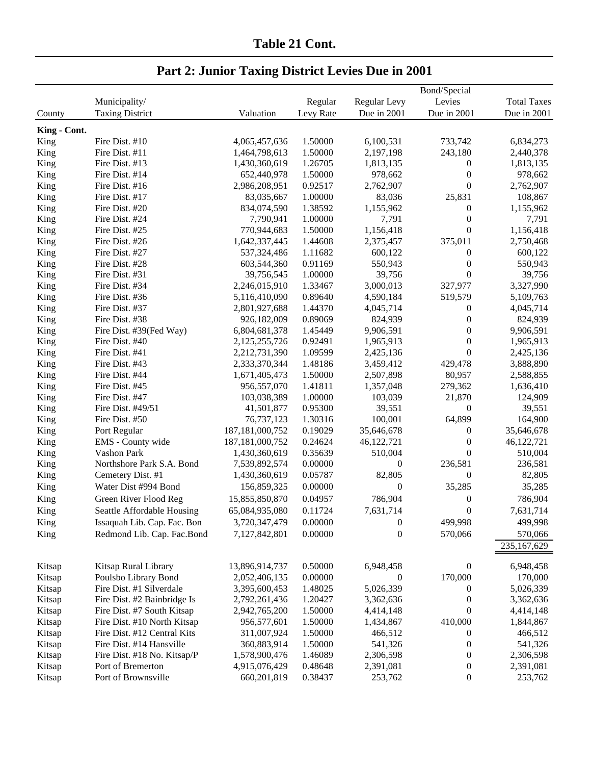**Table 21 Cont.**

## Part 2: Junior Taxing District Levies Due in 2001

| County | Municipality/ Taxing District | Valuation | Regular Levy Rate | Regular Levy Due in 2001 | Bond/Special Levies Due in 2001 | Total Taxes Due in 2001 |
|---|---|---|---|---|---|---|
| **King - Cont.** | | | | | | |
| King | Fire Dist. #10 | 4,065,457,636 | 1.50000 | 6,100,531 | 733,742 | 6,834,273 |
| King | Fire Dist. #11 | 1,464,798,613 | 1.50000 | 2,197,198 | 243,180 | 2,440,378 |
| King | Fire Dist. #13 | 1,430,360,619 | 1.26705 | 1,813,135 | 0 | 1,813,135 |
| King | Fire Dist. #14 | 652,440,978 | 1.50000 | 978,662 | 0 | 978,662 |
| King | Fire Dist. #16 | 2,986,208,951 | 0.92517 | 2,762,907 | 0 | 2,762,907 |
| King | Fire Dist. #17 | 83,035,667 | 1.00000 | 83,036 | 25,831 | 108,867 |
| King | Fire Dist. #20 | 834,074,590 | 1.38592 | 1,155,962 | 0 | 1,155,962 |
| King | Fire Dist. #24 | 7,790,941 | 1.00000 | 7,791 | 0 | 7,791 |
| King | Fire Dist. #25 | 770,944,683 | 1.50000 | 1,156,418 | 0 | 1,156,418 |
| King | Fire Dist. #26 | 1,642,337,445 | 1.44608 | 2,375,457 | 375,011 | 2,750,468 |
| King | Fire Dist. #27 | 537,324,486 | 1.11682 | 600,122 | 0 | 600,122 |
| King | Fire Dist. #28 | 603,544,360 | 0.91169 | 550,943 | 0 | 550,943 |
| King | Fire Dist. #31 | 39,756,545 | 1.00000 | 39,756 | 0 | 39,756 |
| King | Fire Dist. #34 | 2,246,015,910 | 1.33467 | 3,000,013 | 327,977 | 3,327,990 |
| King | Fire Dist. #36 | 5,116,410,090 | 0.89640 | 4,590,184 | 519,579 | 5,109,763 |
| King | Fire Dist. #37 | 2,801,927,688 | 1.44370 | 4,045,714 | 0 | 4,045,714 |
| King | Fire Dist. #38 | 926,182,009 | 0.89069 | 824,939 | 0 | 824,939 |
| King | Fire Dist. #39(Fed Way) | 6,804,681,378 | 1.45449 | 9,906,591 | 0 | 9,906,591 |
| King | Fire Dist. #40 | 2,125,255,726 | 0.92491 | 1,965,913 | 0 | 1,965,913 |
| King | Fire Dist. #41 | 2,212,731,390 | 1.09599 | 2,425,136 | 0 | 2,425,136 |
| King | Fire Dist. #43 | 2,333,370,344 | 1.48186 | 3,459,412 | 429,478 | 3,888,890 |
| King | Fire Dist. #44 | 1,671,405,473 | 1.50000 | 2,507,898 | 80,957 | 2,588,855 |
| King | Fire Dist. #45 | 956,557,070 | 1.41811 | 1,357,048 | 279,362 | 1,636,410 |
| King | Fire Dist. #47 | 103,038,389 | 1.00000 | 103,039 | 21,870 | 124,909 |
| King | Fire Dist. #49/51 | 41,501,877 | 0.95300 | 39,551 | 0 | 39,551 |
| King | Fire Dist. #50 | 76,737,123 | 1.30316 | 100,001 | 64,899 | 164,900 |
| King | Port Regular | 187,181,000,752 | 0.19029 | 35,646,678 | 0 | 35,646,678 |
| King | EMS - County wide | 187,181,000,752 | 0.24624 | 46,122,721 | 0 | 46,122,721 |
| King | Vashon Park | 1,430,360,619 | 0.35639 | 510,004 | 0 | 510,004 |
| King | Northshore Park S.A. Bond | 7,539,892,574 | 0.00000 | 0 | 236,581 | 236,581 |
| King | Cemetery Dist. #1 | 1,430,360,619 | 0.05787 | 82,805 | 0 | 82,805 |
| King | Water Dist #994 Bond | 156,859,325 | 0.00000 | 0 | 35,285 | 35,285 |
| King | Green River Flood Reg | 15,855,850,870 | 0.04957 | 786,904 | 0 | 786,904 |
| King | Seattle Affordable Housing | 65,084,935,080 | 0.11724 | 7,631,714 | 0 | 7,631,714 |
| King | Issaquah Lib. Cap. Fac. Bon | 3,720,347,479 | 0.00000 | 0 | 499,998 | 499,998 |
| King | Redmond Lib. Cap. Fac.Bond | 7,127,842,801 | 0.00000 | 0 | 570,066 | 570,066 |
| | | | | | | 235,167,629 |
| Kitsap | Kitsap Rural Library | 13,896,914,737 | 0.50000 | 6,948,458 | 0 | 6,948,458 |
| Kitsap | Poulsbo Library Bond | 2,052,406,135 | 0.00000 | 0 | 170,000 | 170,000 |
| Kitsap | Fire Dist. #1 Silverdale | 3,395,600,453 | 1.48025 | 5,026,339 | 0 | 5,026,339 |
| Kitsap | Fire Dist. #2 Bainbridge Is | 2,792,261,436 | 1.20427 | 3,362,636 | 0 | 3,362,636 |
| Kitsap | Fire Dist. #7 South Kitsap | 2,942,765,200 | 1.50000 | 4,414,148 | 0 | 4,414,148 |
| Kitsap | Fire Dist. #10 North Kitsap | 956,577,601 | 1.50000 | 1,434,867 | 410,000 | 1,844,867 |
| Kitsap | Fire Dist. #12 Central Kits | 311,007,924 | 1.50000 | 466,512 | 0 | 466,512 |
| Kitsap | Fire Dist. #14 Hansville | 360,883,914 | 1.50000 | 541,326 | 0 | 541,326 |
| Kitsap | Fire Dist. #18 No. Kitsap/P | 1,578,900,476 | 1.46089 | 2,306,598 | 0 | 2,306,598 |
| Kitsap | Port of Bremerton | 4,915,076,429 | 0.48648 | 2,391,081 | 0 | 2,391,081 |
| Kitsap | Port of Brownsville | 660,201,819 | 0.38437 | 253,762 | 0 | 253,762 |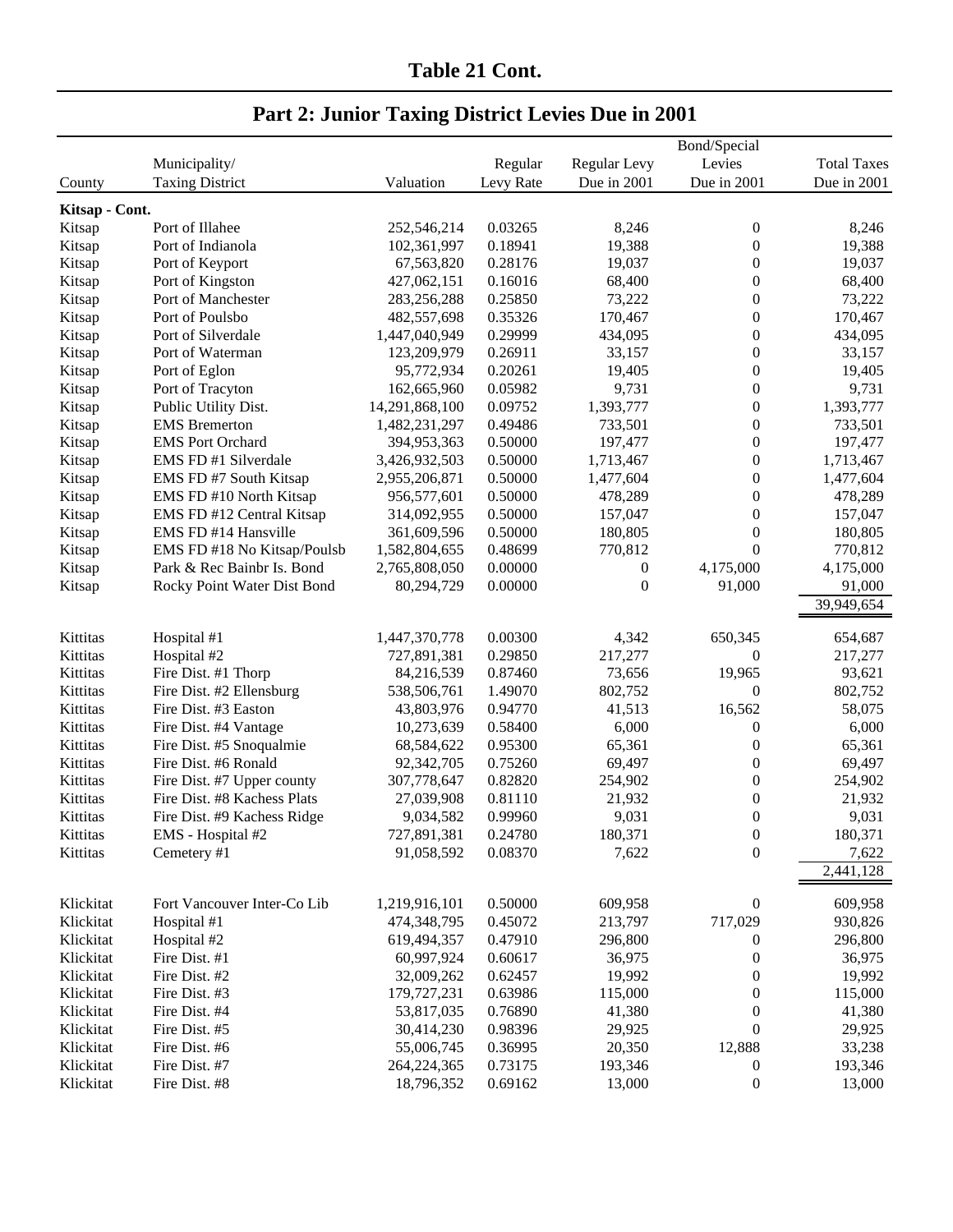## Table 21 Cont.

## Part 2: Junior Taxing District Levies Due in 2001

| County | Municipality/ Taxing District | Valuation | Regular Levy Rate | Regular Levy Due in 2001 | Bond/Special Levies Due in 2001 | Total Taxes Due in 2001 |
|---|---|---|---|---|---|---|
| **Kitsap - Cont.** | | | | | | |
| Kitsap | Port of Illahee | 252,546,214 | 0.03265 | 8,246 | 0 | 8,246 |
| Kitsap | Port of Indianola | 102,361,997 | 0.18941 | 19,388 | 0 | 19,388 |
| Kitsap | Port of Keyport | 67,563,820 | 0.28176 | 19,037 | 0 | 19,037 |
| Kitsap | Port of Kingston | 427,062,151 | 0.16016 | 68,400 | 0 | 68,400 |
| Kitsap | Port of Manchester | 283,256,288 | 0.25850 | 73,222 | 0 | 73,222 |
| Kitsap | Port of Poulsbo | 482,557,698 | 0.35326 | 170,467 | 0 | 170,467 |
| Kitsap | Port of Silverdale | 1,447,040,949 | 0.29999 | 434,095 | 0 | 434,095 |
| Kitsap | Port of Waterman | 123,209,979 | 0.26911 | 33,157 | 0 | 33,157 |
| Kitsap | Port of Eglon | 95,772,934 | 0.20261 | 19,405 | 0 | 19,405 |
| Kitsap | Port of Tracyton | 162,665,960 | 0.05982 | 9,731 | 0 | 9,731 |
| Kitsap | Public Utility Dist. | 14,291,868,100 | 0.09752 | 1,393,777 | 0 | 1,393,777 |
| Kitsap | EMS Bremerton | 1,482,231,297 | 0.49486 | 733,501 | 0 | 733,501 |
| Kitsap | EMS Port Orchard | 394,953,363 | 0.50000 | 197,477 | 0 | 197,477 |
| Kitsap | EMS FD #1 Silverdale | 3,426,932,503 | 0.50000 | 1,713,467 | 0 | 1,713,467 |
| Kitsap | EMS FD #7 South Kitsap | 2,955,206,871 | 0.50000 | 1,477,604 | 0 | 1,477,604 |
| Kitsap | EMS FD #10 North Kitsap | 956,577,601 | 0.50000 | 478,289 | 0 | 478,289 |
| Kitsap | EMS FD #12 Central Kitsap | 314,092,955 | 0.50000 | 157,047 | 0 | 157,047 |
| Kitsap | EMS FD #14 Hansville | 361,609,596 | 0.50000 | 180,805 | 0 | 180,805 |
| Kitsap | EMS FD #18 No Kitsap/Poulsb | 1,582,804,655 | 0.48699 | 770,812 | 0 | 770,812 |
| Kitsap | Park & Rec Bainbr Is. Bond | 2,765,808,050 | 0.00000 | 0 | 4,175,000 | 4,175,000 |
| Kitsap | Rocky Point Water Dist Bond | 80,294,729 | 0.00000 | 0 | 91,000 | 91,000 |
| | | | | | | 39,949,654 |
| Kittitas | Hospital #1 | 1,447,370,778 | 0.00300 | 4,342 | 650,345 | 654,687 |
| Kittitas | Hospital #2 | 727,891,381 | 0.29850 | 217,277 | 0 | 217,277 |
| Kittitas | Fire Dist. #1 Thorp | 84,216,539 | 0.87460 | 73,656 | 19,965 | 93,621 |
| Kittitas | Fire Dist. #2 Ellensburg | 538,506,761 | 1.49070 | 802,752 | 0 | 802,752 |
| Kittitas | Fire Dist. #3 Easton | 43,803,976 | 0.94770 | 41,513 | 16,562 | 58,075 |
| Kittitas | Fire Dist. #4 Vantage | 10,273,639 | 0.58400 | 6,000 | 0 | 6,000 |
| Kittitas | Fire Dist. #5 Snoqualmie | 68,584,622 | 0.95300 | 65,361 | 0 | 65,361 |
| Kittitas | Fire Dist. #6 Ronald | 92,342,705 | 0.75260 | 69,497 | 0 | 69,497 |
| Kittitas | Fire Dist. #7 Upper county | 307,778,647 | 0.82820 | 254,902 | 0 | 254,902 |
| Kittitas | Fire Dist. #8 Kachess Plats | 27,039,908 | 0.81110 | 21,932 | 0 | 21,932 |
| Kittitas | Fire Dist. #9 Kachess Ridge | 9,034,582 | 0.99960 | 9,031 | 0 | 9,031 |
| Kittitas | EMS - Hospital #2 | 727,891,381 | 0.24780 | 180,371 | 0 | 180,371 |
| Kittitas | Cemetery #1 | 91,058,592 | 0.08370 | 7,622 | 0 | 7,622 |
| | | | | | | 2,441,128 |
| Klickitat | Fort Vancouver Inter-Co Lib | 1,219,916,101 | 0.50000 | 609,958 | 0 | 609,958 |
| Klickitat | Hospital #1 | 474,348,795 | 0.45072 | 213,797 | 717,029 | 930,826 |
| Klickitat | Hospital #2 | 619,494,357 | 0.47910 | 296,800 | 0 | 296,800 |
| Klickitat | Fire Dist. #1 | 60,997,924 | 0.60617 | 36,975 | 0 | 36,975 |
| Klickitat | Fire Dist. #2 | 32,009,262 | 0.62457 | 19,992 | 0 | 19,992 |
| Klickitat | Fire Dist. #3 | 179,727,231 | 0.63986 | 115,000 | 0 | 115,000 |
| Klickitat | Fire Dist. #4 | 53,817,035 | 0.76890 | 41,380 | 0 | 41,380 |
| Klickitat | Fire Dist. #5 | 30,414,230 | 0.98396 | 29,925 | 0 | 29,925 |
| Klickitat | Fire Dist. #6 | 55,006,745 | 0.36995 | 20,350 | 12,888 | 33,238 |
| Klickitat | Fire Dist. #7 | 264,224,365 | 0.73175 | 193,346 | 0 | 193,346 |
| Klickitat | Fire Dist. #8 | 18,796,352 | 0.69162 | 13,000 | 0 | 13,000 |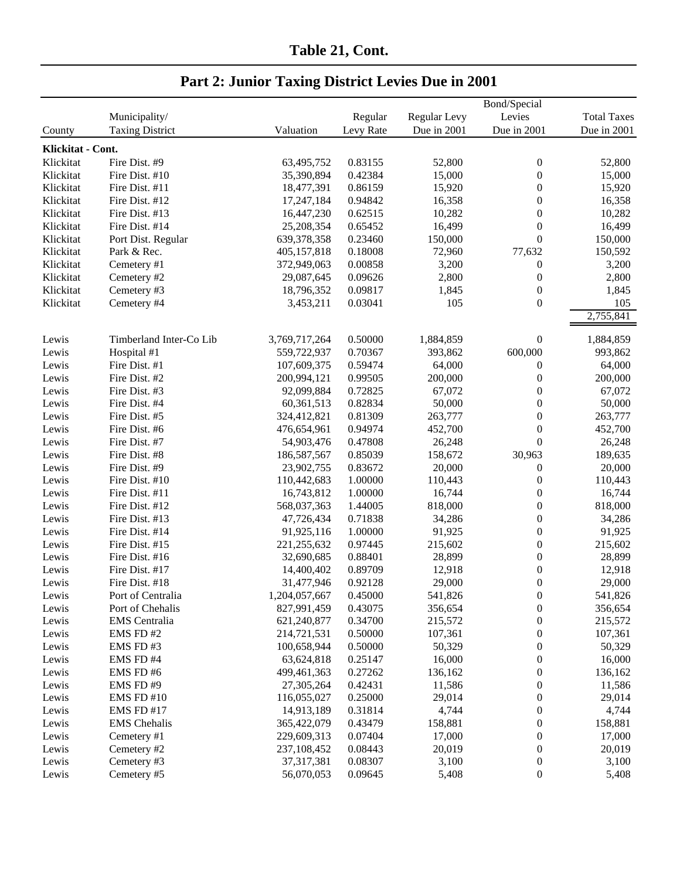## Table 21, Cont.

## Part 2: Junior Taxing District Levies Due in 2001

| County | Municipality/ Taxing District | Valuation | Regular Levy Rate | Regular Levy Due in 2001 | Bond/Special Levies Due in 2001 | Total Taxes Due in 2001 |
|---|---|---|---|---|---|---|
| **Klickitat - Cont.** | | | | | | |
| Klickitat | Fire Dist. #9 | 63,495,752 | 0.83155 | 52,800 | 0 | 52,800 |
| Klickitat | Fire Dist. #10 | 35,390,894 | 0.42384 | 15,000 | 0 | 15,000 |
| Klickitat | Fire Dist. #11 | 18,477,391 | 0.86159 | 15,920 | 0 | 15,920 |
| Klickitat | Fire Dist. #12 | 17,247,184 | 0.94842 | 16,358 | 0 | 16,358 |
| Klickitat | Fire Dist. #13 | 16,447,230 | 0.62515 | 10,282 | 0 | 10,282 |
| Klickitat | Fire Dist. #14 | 25,208,354 | 0.65452 | 16,499 | 0 | 16,499 |
| Klickitat | Port Dist. Regular | 639,378,358 | 0.23460 | 150,000 | 0 | 150,000 |
| Klickitat | Park & Rec. | 405,157,818 | 0.18008 | 72,960 | 77,632 | 150,592 |
| Klickitat | Cemetery #1 | 372,949,063 | 0.00858 | 3,200 | 0 | 3,200 |
| Klickitat | Cemetery #2 | 29,087,645 | 0.09626 | 2,800 | 0 | 2,800 |
| Klickitat | Cemetery #3 | 18,796,352 | 0.09817 | 1,845 | 0 | 1,845 |
| Klickitat | Cemetery #4 | 3,453,211 | 0.03041 | 105 | 0 | 105 |
| | | | | | | 2,755,841 |
| Lewis | Timberland Inter-Co Lib | 3,769,717,264 | 0.50000 | 1,884,859 | 0 | 1,884,859 |
| Lewis | Hospital #1 | 559,722,937 | 0.70367 | 393,862 | 600,000 | 993,862 |
| Lewis | Fire Dist. #1 | 107,609,375 | 0.59474 | 64,000 | 0 | 64,000 |
| Lewis | Fire Dist. #2 | 200,994,121 | 0.99505 | 200,000 | 0 | 200,000 |
| Lewis | Fire Dist. #3 | 92,099,884 | 0.72825 | 67,072 | 0 | 67,072 |
| Lewis | Fire Dist. #4 | 60,361,513 | 0.82834 | 50,000 | 0 | 50,000 |
| Lewis | Fire Dist. #5 | 324,412,821 | 0.81309 | 263,777 | 0 | 263,777 |
| Lewis | Fire Dist. #6 | 476,654,961 | 0.94974 | 452,700 | 0 | 452,700 |
| Lewis | Fire Dist. #7 | 54,903,476 | 0.47808 | 26,248 | 0 | 26,248 |
| Lewis | Fire Dist. #8 | 186,587,567 | 0.85039 | 158,672 | 30,963 | 189,635 |
| Lewis | Fire Dist. #9 | 23,902,755 | 0.83672 | 20,000 | 0 | 20,000 |
| Lewis | Fire Dist. #10 | 110,442,683 | 1.00000 | 110,443 | 0 | 110,443 |
| Lewis | Fire Dist. #11 | 16,743,812 | 1.00000 | 16,744 | 0 | 16,744 |
| Lewis | Fire Dist. #12 | 568,037,363 | 1.44005 | 818,000 | 0 | 818,000 |
| Lewis | Fire Dist. #13 | 47,726,434 | 0.71838 | 34,286 | 0 | 34,286 |
| Lewis | Fire Dist. #14 | 91,925,116 | 1.00000 | 91,925 | 0 | 91,925 |
| Lewis | Fire Dist. #15 | 221,255,632 | 0.97445 | 215,602 | 0 | 215,602 |
| Lewis | Fire Dist. #16 | 32,690,685 | 0.88401 | 28,899 | 0 | 28,899 |
| Lewis | Fire Dist. #17 | 14,400,402 | 0.89709 | 12,918 | 0 | 12,918 |
| Lewis | Fire Dist. #18 | 31,477,946 | 0.92128 | 29,000 | 0 | 29,000 |
| Lewis | Port of Centralia | 1,204,057,667 | 0.45000 | 541,826 | 0 | 541,826 |
| Lewis | Port of Chehalis | 827,991,459 | 0.43075 | 356,654 | 0 | 356,654 |
| Lewis | EMS Centralia | 621,240,877 | 0.34700 | 215,572 | 0 | 215,572 |
| Lewis | EMS FD #2 | 214,721,531 | 0.50000 | 107,361 | 0 | 107,361 |
| Lewis | EMS FD #3 | 100,658,944 | 0.50000 | 50,329 | 0 | 50,329 |
| Lewis | EMS FD #4 | 63,624,818 | 0.25147 | 16,000 | 0 | 16,000 |
| Lewis | EMS FD #6 | 499,461,363 | 0.27262 | 136,162 | 0 | 136,162 |
| Lewis | EMS FD #9 | 27,305,264 | 0.42431 | 11,586 | 0 | 11,586 |
| Lewis | EMS FD #10 | 116,055,027 | 0.25000 | 29,014 | 0 | 29,014 |
| Lewis | EMS FD #17 | 14,913,189 | 0.31814 | 4,744 | 0 | 4,744 |
| Lewis | EMS Chehalis | 365,422,079 | 0.43479 | 158,881 | 0 | 158,881 |
| Lewis | Cemetery #1 | 229,609,313 | 0.07404 | 17,000 | 0 | 17,000 |
| Lewis | Cemetery #2 | 237,108,452 | 0.08443 | 20,019 | 0 | 20,019 |
| Lewis | Cemetery #3 | 37,317,381 | 0.08307 | 3,100 | 0 | 3,100 |
| Lewis | Cemetery #5 | 56,070,053 | 0.09645 | 5,408 | 0 | 5,408 |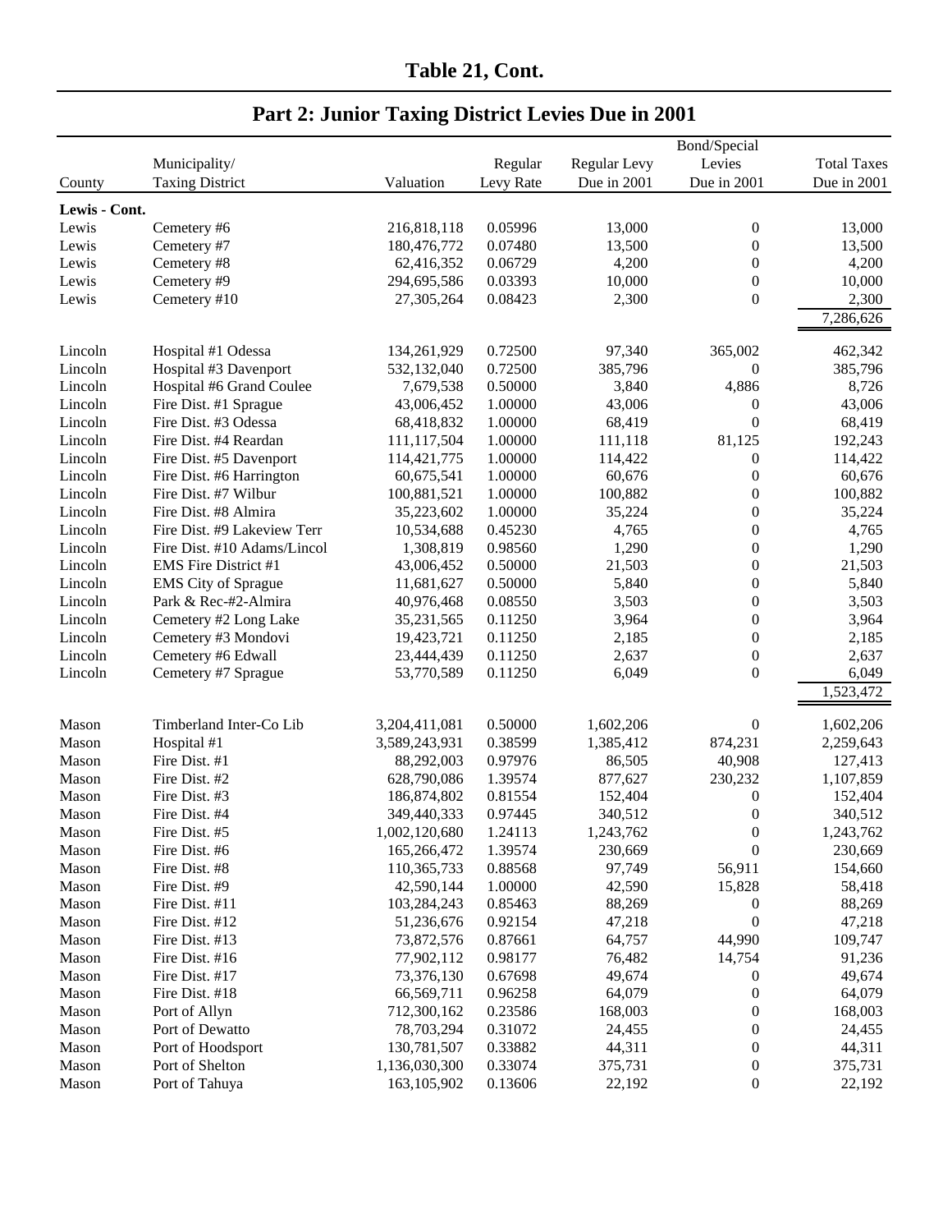# Table 21, Cont.

## Part 2: Junior Taxing District Levies Due in 2001

| County | Municipality/ Taxing District | Valuation | Regular Levy Rate | Regular Levy Due in 2001 | Bond/Special Levies Due in 2001 | Total Taxes Due in 2001 |
|---|---|---|---|---|---|---|
| **Lewis - Cont.** | | | | | | |
| Lewis | Cemetery #6 | 216,818,118 | 0.05996 | 13,000 | 0 | 13,000 |
| Lewis | Cemetery #7 | 180,476,772 | 0.07480 | 13,500 | 0 | 13,500 |
| Lewis | Cemetery #8 | 62,416,352 | 0.06729 | 4,200 | 0 | 4,200 |
| Lewis | Cemetery #9 | 294,695,586 | 0.03393 | 10,000 | 0 | 10,000 |
| Lewis | Cemetery #10 | 27,305,264 | 0.08423 | 2,300 | 0 | 2,300 |
| | | | | | | 7,286,626 |
| Lincoln | Hospital #1 Odessa | 134,261,929 | 0.72500 | 97,340 | 365,002 | 462,342 |
| Lincoln | Hospital #3 Davenport | 532,132,040 | 0.72500 | 385,796 | 0 | 385,796 |
| Lincoln | Hospital #6 Grand Coulee | 7,679,538 | 0.50000 | 3,840 | 4,886 | 8,726 |
| Lincoln | Fire Dist. #1 Sprague | 43,006,452 | 1.00000 | 43,006 | 0 | 43,006 |
| Lincoln | Fire Dist. #3 Odessa | 68,418,832 | 1.00000 | 68,419 | 0 | 68,419 |
| Lincoln | Fire Dist. #4 Reardan | 111,117,504 | 1.00000 | 111,118 | 81,125 | 192,243 |
| Lincoln | Fire Dist. #5 Davenport | 114,421,775 | 1.00000 | 114,422 | 0 | 114,422 |
| Lincoln | Fire Dist. #6 Harrington | 60,675,541 | 1.00000 | 60,676 | 0 | 60,676 |
| Lincoln | Fire Dist. #7 Wilbur | 100,881,521 | 1.00000 | 100,882 | 0 | 100,882 |
| Lincoln | Fire Dist. #8 Almira | 35,223,602 | 1.00000 | 35,224 | 0 | 35,224 |
| Lincoln | Fire Dist. #9 Lakeview Terr | 10,534,688 | 0.45230 | 4,765 | 0 | 4,765 |
| Lincoln | Fire Dist. #10 Adams/Lincol | 1,308,819 | 0.98560 | 1,290 | 0 | 1,290 |
| Lincoln | EMS Fire District #1 | 43,006,452 | 0.50000 | 21,503 | 0 | 21,503 |
| Lincoln | EMS City of Sprague | 11,681,627 | 0.50000 | 5,840 | 0 | 5,840 |
| Lincoln | Park & Rec-#2-Almira | 40,976,468 | 0.08550 | 3,503 | 0 | 3,503 |
| Lincoln | Cemetery #2 Long Lake | 35,231,565 | 0.11250 | 3,964 | 0 | 3,964 |
| Lincoln | Cemetery #3 Mondovi | 19,423,721 | 0.11250 | 2,185 | 0 | 2,185 |
| Lincoln | Cemetery #6 Edwall | 23,444,439 | 0.11250 | 2,637 | 0 | 2,637 |
| Lincoln | Cemetery #7 Sprague | 53,770,589 | 0.11250 | 6,049 | 0 | 6,049 |
| | | | | | | 1,523,472 |
| Mason | Timberland Inter-Co Lib | 3,204,411,081 | 0.50000 | 1,602,206 | 0 | 1,602,206 |
| Mason | Hospital #1 | 3,589,243,931 | 0.38599 | 1,385,412 | 874,231 | 2,259,643 |
| Mason | Fire Dist. #1 | 88,292,003 | 0.97976 | 86,505 | 40,908 | 127,413 |
| Mason | Fire Dist. #2 | 628,790,086 | 1.39574 | 877,627 | 230,232 | 1,107,859 |
| Mason | Fire Dist. #3 | 186,874,802 | 0.81554 | 152,404 | 0 | 152,404 |
| Mason | Fire Dist. #4 | 349,440,333 | 0.97445 | 340,512 | 0 | 340,512 |
| Mason | Fire Dist. #5 | 1,002,120,680 | 1.24113 | 1,243,762 | 0 | 1,243,762 |
| Mason | Fire Dist. #6 | 165,266,472 | 1.39574 | 230,669 | 0 | 230,669 |
| Mason | Fire Dist. #8 | 110,365,733 | 0.88568 | 97,749 | 56,911 | 154,660 |
| Mason | Fire Dist. #9 | 42,590,144 | 1.00000 | 42,590 | 15,828 | 58,418 |
| Mason | Fire Dist. #11 | 103,284,243 | 0.85463 | 88,269 | 0 | 88,269 |
| Mason | Fire Dist. #12 | 51,236,676 | 0.92154 | 47,218 | 0 | 47,218 |
| Mason | Fire Dist. #13 | 73,872,576 | 0.87661 | 64,757 | 44,990 | 109,747 |
| Mason | Fire Dist. #16 | 77,902,112 | 0.98177 | 76,482 | 14,754 | 91,236 |
| Mason | Fire Dist. #17 | 73,376,130 | 0.67698 | 49,674 | 0 | 49,674 |
| Mason | Fire Dist. #18 | 66,569,711 | 0.96258 | 64,079 | 0 | 64,079 |
| Mason | Port of Allyn | 712,300,162 | 0.23586 | 168,003 | 0 | 168,003 |
| Mason | Port of Dewatto | 78,703,294 | 0.31072 | 24,455 | 0 | 24,455 |
| Mason | Port of Hoodsport | 130,781,507 | 0.33882 | 44,311 | 0 | 44,311 |
| Mason | Port of Shelton | 1,136,030,300 | 0.33074 | 375,731 | 0 | 375,731 |
| Mason | Port of Tahuya | 163,105,902 | 0.13606 | 22,192 | 0 | 22,192 |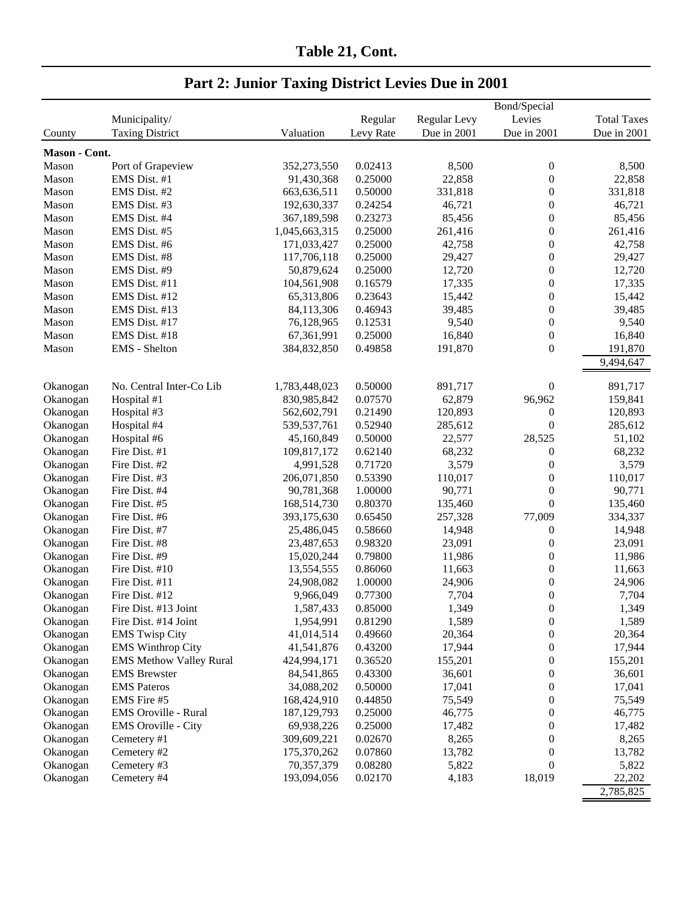## Table 21, Cont.

## Part 2: Junior Taxing District Levies Due in 2001

| County | Municipality/ Taxing District | Valuation | Regular Levy Rate | Regular Levy Due in 2001 | Bond/Special Levies Due in 2001 | Total Taxes Due in 2001 |
|---|---|---|---|---|---|---|
| **Mason - Cont.** | | | | | | |
| Mason | Port of Grapeview | 352,273,550 | 0.02413 | 8,500 | 0 | 8,500 |
| Mason | EMS Dist. #1 | 91,430,368 | 0.25000 | 22,858 | 0 | 22,858 |
| Mason | EMS Dist. #2 | 663,636,511 | 0.50000 | 331,818 | 0 | 331,818 |
| Mason | EMS Dist. #3 | 192,630,337 | 0.24254 | 46,721 | 0 | 46,721 |
| Mason | EMS Dist. #4 | 367,189,598 | 0.23273 | 85,456 | 0 | 85,456 |
| Mason | EMS Dist. #5 | 1,045,663,315 | 0.25000 | 261,416 | 0 | 261,416 |
| Mason | EMS Dist. #6 | 171,033,427 | 0.25000 | 42,758 | 0 | 42,758 |
| Mason | EMS Dist. #8 | 117,706,118 | 0.25000 | 29,427 | 0 | 29,427 |
| Mason | EMS Dist. #9 | 50,879,624 | 0.25000 | 12,720 | 0 | 12,720 |
| Mason | EMS Dist. #11 | 104,561,908 | 0.16579 | 17,335 | 0 | 17,335 |
| Mason | EMS Dist. #12 | 65,313,806 | 0.23643 | 15,442 | 0 | 15,442 |
| Mason | EMS Dist. #13 | 84,113,306 | 0.46943 | 39,485 | 0 | 39,485 |
| Mason | EMS Dist. #17 | 76,128,965 | 0.12531 | 9,540 | 0 | 9,540 |
| Mason | EMS Dist. #18 | 67,361,991 | 0.25000 | 16,840 | 0 | 16,840 |
| Mason | EMS - Shelton | 384,832,850 | 0.49858 | 191,870 | 0 | 191,870 |
| | | | | | | 9,494,647 |
| Okanogan | No. Central Inter-Co Lib | 1,783,448,023 | 0.50000 | 891,717 | 0 | 891,717 |
| Okanogan | Hospital #1 | 830,985,842 | 0.07570 | 62,879 | 96,962 | 159,841 |
| Okanogan | Hospital #3 | 562,602,791 | 0.21490 | 120,893 | 0 | 120,893 |
| Okanogan | Hospital #4 | 539,537,761 | 0.52940 | 285,612 | 0 | 285,612 |
| Okanogan | Hospital #6 | 45,160,849 | 0.50000 | 22,577 | 28,525 | 51,102 |
| Okanogan | Fire Dist. #1 | 109,817,172 | 0.62140 | 68,232 | 0 | 68,232 |
| Okanogan | Fire Dist. #2 | 4,991,528 | 0.71720 | 3,579 | 0 | 3,579 |
| Okanogan | Fire Dist. #3 | 206,071,850 | 0.53390 | 110,017 | 0 | 110,017 |
| Okanogan | Fire Dist. #4 | 90,781,368 | 1.00000 | 90,771 | 0 | 90,771 |
| Okanogan | Fire Dist. #5 | 168,514,730 | 0.80370 | 135,460 | 0 | 135,460 |
| Okanogan | Fire Dist. #6 | 393,175,630 | 0.65450 | 257,328 | 77,009 | 334,337 |
| Okanogan | Fire Dist. #7 | 25,486,045 | 0.58660 | 14,948 | 0 | 14,948 |
| Okanogan | Fire Dist. #8 | 23,487,653 | 0.98320 | 23,091 | 0 | 23,091 |
| Okanogan | Fire Dist. #9 | 15,020,244 | 0.79800 | 11,986 | 0 | 11,986 |
| Okanogan | Fire Dist. #10 | 13,554,555 | 0.86060 | 11,663 | 0 | 11,663 |
| Okanogan | Fire Dist. #11 | 24,908,082 | 1.00000 | 24,906 | 0 | 24,906 |
| Okanogan | Fire Dist. #12 | 9,966,049 | 0.77300 | 7,704 | 0 | 7,704 |
| Okanogan | Fire Dist. #13 Joint | 1,587,433 | 0.85000 | 1,349 | 0 | 1,349 |
| Okanogan | Fire Dist. #14 Joint | 1,954,991 | 0.81290 | 1,589 | 0 | 1,589 |
| Okanogan | EMS Twisp City | 41,014,514 | 0.49660 | 20,364 | 0 | 20,364 |
| Okanogan | EMS Winthrop City | 41,541,876 | 0.43200 | 17,944 | 0 | 17,944 |
| Okanogan | EMS Methow Valley Rural | 424,994,171 | 0.36520 | 155,201 | 0 | 155,201 |
| Okanogan | EMS Brewster | 84,541,865 | 0.43300 | 36,601 | 0 | 36,601 |
| Okanogan | EMS Pateros | 34,088,202 | 0.50000 | 17,041 | 0 | 17,041 |
| Okanogan | EMS Fire #5 | 168,424,910 | 0.44850 | 75,549 | 0 | 75,549 |
| Okanogan | EMS Oroville - Rural | 187,129,793 | 0.25000 | 46,775 | 0 | 46,775 |
| Okanogan | EMS Oroville - City | 69,938,226 | 0.25000 | 17,482 | 0 | 17,482 |
| Okanogan | Cemetery #1 | 309,609,221 | 0.02670 | 8,265 | 0 | 8,265 |
| Okanogan | Cemetery #2 | 175,370,262 | 0.07860 | 13,782 | 0 | 13,782 |
| Okanogan | Cemetery #3 | 70,357,379 | 0.08280 | 5,822 | 0 | 5,822 |
| Okanogan | Cemetery #4 | 193,094,056 | 0.02170 | 4,183 | 18,019 | 22,202 |
| | | | | | | 2,785,825 |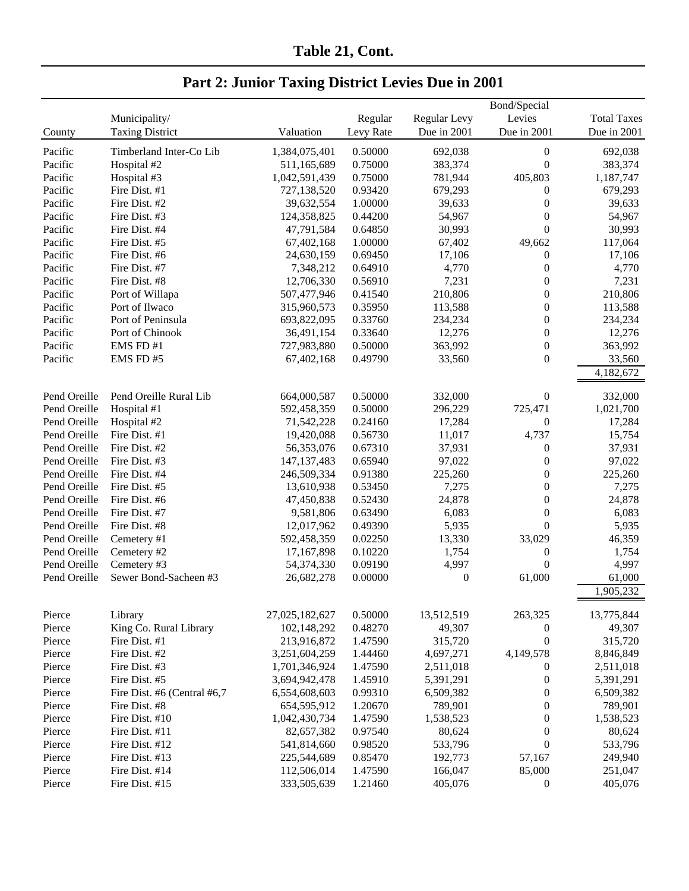## Table 21, Cont.

## Part 2: Junior Taxing District Levies Due in 2001

| County | Municipality/ Taxing District | Valuation | Regular Levy Rate | Regular Levy Due in 2001 | Bond/Special Levies Due in 2001 | Total Taxes Due in 2001 |
|---|---|---|---|---|---|---|
| Pacific | Timberland Inter-Co Lib | 1,384,075,401 | 0.50000 | 692,038 | 0 | 692,038 |
| Pacific | Hospital #2 | 511,165,689 | 0.75000 | 383,374 | 0 | 383,374 |
| Pacific | Hospital #3 | 1,042,591,439 | 0.75000 | 781,944 | 405,803 | 1,187,747 |
| Pacific | Fire Dist. #1 | 727,138,520 | 0.93420 | 679,293 | 0 | 679,293 |
| Pacific | Fire Dist. #2 | 39,632,554 | 1.00000 | 39,633 | 0 | 39,633 |
| Pacific | Fire Dist. #3 | 124,358,825 | 0.44200 | 54,967 | 0 | 54,967 |
| Pacific | Fire Dist. #4 | 47,791,584 | 0.64850 | 30,993 | 0 | 30,993 |
| Pacific | Fire Dist. #5 | 67,402,168 | 1.00000 | 67,402 | 49,662 | 117,064 |
| Pacific | Fire Dist. #6 | 24,630,159 | 0.69450 | 17,106 | 0 | 17,106 |
| Pacific | Fire Dist. #7 | 7,348,212 | 0.64910 | 4,770 | 0 | 4,770 |
| Pacific | Fire Dist. #8 | 12,706,330 | 0.56910 | 7,231 | 0 | 7,231 |
| Pacific | Port of Willapa | 507,477,946 | 0.41540 | 210,806 | 0 | 210,806 |
| Pacific | Port of Ilwaco | 315,960,573 | 0.35950 | 113,588 | 0 | 113,588 |
| Pacific | Port of Peninsula | 693,822,095 | 0.33760 | 234,234 | 0 | 234,234 |
| Pacific | Port of Chinook | 36,491,154 | 0.33640 | 12,276 | 0 | 12,276 |
| Pacific | EMS FD #1 | 727,983,880 | 0.50000 | 363,992 | 0 | 363,992 |
| Pacific | EMS FD #5 | 67,402,168 | 0.49790 | 33,560 | 0 | 33,560 |
| | | | | | | 4,182,672 |
| Pend Oreille | Pend Oreille Rural Lib | 664,000,587 | 0.50000 | 332,000 | 0 | 332,000 |
| Pend Oreille | Hospital #1 | 592,458,359 | 0.50000 | 296,229 | 725,471 | 1,021,700 |
| Pend Oreille | Hospital #2 | 71,542,228 | 0.24160 | 17,284 | 0 | 17,284 |
| Pend Oreille | Fire Dist. #1 | 19,420,088 | 0.56730 | 11,017 | 4,737 | 15,754 |
| Pend Oreille | Fire Dist. #2 | 56,353,076 | 0.67310 | 37,931 | 0 | 37,931 |
| Pend Oreille | Fire Dist. #3 | 147,137,483 | 0.65940 | 97,022 | 0 | 97,022 |
| Pend Oreille | Fire Dist. #4 | 246,509,334 | 0.91380 | 225,260 | 0 | 225,260 |
| Pend Oreille | Fire Dist. #5 | 13,610,938 | 0.53450 | 7,275 | 0 | 7,275 |
| Pend Oreille | Fire Dist. #6 | 47,450,838 | 0.52430 | 24,878 | 0 | 24,878 |
| Pend Oreille | Fire Dist. #7 | 9,581,806 | 0.63490 | 6,083 | 0 | 6,083 |
| Pend Oreille | Fire Dist. #8 | 12,017,962 | 0.49390 | 5,935 | 0 | 5,935 |
| Pend Oreille | Cemetery #1 | 592,458,359 | 0.02250 | 13,330 | 33,029 | 46,359 |
| Pend Oreille | Cemetery #2 | 17,167,898 | 0.10220 | 1,754 | 0 | 1,754 |
| Pend Oreille | Cemetery #3 | 54,374,330 | 0.09190 | 4,997 | 0 | 4,997 |
| Pend Oreille | Sewer Bond-Sacheen #3 | 26,682,278 | 0.00000 | 0 | 61,000 | 61,000 |
| | | | | | | 1,905,232 |
| Pierce | Library | 27,025,182,627 | 0.50000 | 13,512,519 | 263,325 | 13,775,844 |
| Pierce | King Co. Rural Library | 102,148,292 | 0.48270 | 49,307 | 0 | 49,307 |
| Pierce | Fire Dist. #1 | 213,916,872 | 1.47590 | 315,720 | 0 | 315,720 |
| Pierce | Fire Dist. #2 | 3,251,604,259 | 1.44460 | 4,697,271 | 4,149,578 | 8,846,849 |
| Pierce | Fire Dist. #3 | 1,701,346,924 | 1.47590 | 2,511,018 | 0 | 2,511,018 |
| Pierce | Fire Dist. #5 | 3,694,942,478 | 1.45910 | 5,391,291 | 0 | 5,391,291 |
| Pierce | Fire Dist. #6 (Central #6,7 | 6,554,608,603 | 0.99310 | 6,509,382 | 0 | 6,509,382 |
| Pierce | Fire Dist. #8 | 654,595,912 | 1.20670 | 789,901 | 0 | 789,901 |
| Pierce | Fire Dist. #10 | 1,042,430,734 | 1.47590 | 1,538,523 | 0 | 1,538,523 |
| Pierce | Fire Dist. #11 | 82,657,382 | 0.97540 | 80,624 | 0 | 80,624 |
| Pierce | Fire Dist. #12 | 541,814,660 | 0.98520 | 533,796 | 0 | 533,796 |
| Pierce | Fire Dist. #13 | 225,544,689 | 0.85470 | 192,773 | 57,167 | 249,940 |
| Pierce | Fire Dist. #14 | 112,506,014 | 1.47590 | 166,047 | 85,000 | 251,047 |
| Pierce | Fire Dist. #15 | 333,505,639 | 1.21460 | 405,076 | 0 | 405,076 |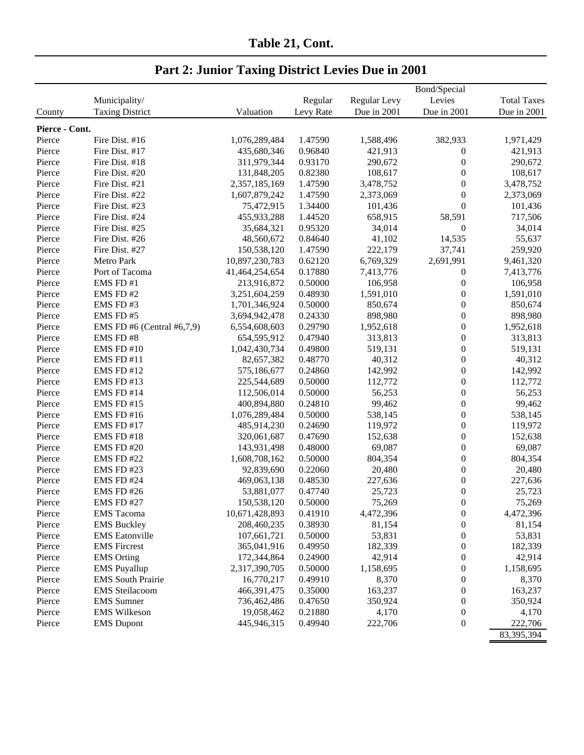## Table 21, Cont.

## Part 2: Junior Taxing District Levies Due in 2001

| County | Municipality/ Taxing District | Valuation | Regular Levy Rate | Regular Levy Due in 2001 | Bond/Special Levies Due in 2001 | Total Taxes Due in 2001 |
|---|---|---|---|---|---|---|
| **Pierce - Cont.** | | | | | | |
| Pierce | Fire Dist. #16 | 1,076,289,484 | 1.47590 | 1,588,496 | 382,933 | 1,971,429 |
| Pierce | Fire Dist. #17 | 435,680,346 | 0.96840 | 421,913 | 0 | 421,913 |
| Pierce | Fire Dist. #18 | 311,979,344 | 0.93170 | 290,672 | 0 | 290,672 |
| Pierce | Fire Dist. #20 | 131,848,205 | 0.82380 | 108,617 | 0 | 108,617 |
| Pierce | Fire Dist. #21 | 2,357,185,169 | 1.47590 | 3,478,752 | 0 | 3,478,752 |
| Pierce | Fire Dist. #22 | 1,607,879,242 | 1.47590 | 2,373,069 | 0 | 2,373,069 |
| Pierce | Fire Dist. #23 | 75,472,915 | 1.34400 | 101,436 | 0 | 101,436 |
| Pierce | Fire Dist. #24 | 455,933,288 | 1.44520 | 658,915 | 58,591 | 717,506 |
| Pierce | Fire Dist. #25 | 35,684,321 | 0.95320 | 34,014 | 0 | 34,014 |
| Pierce | Fire Dist. #26 | 48,560,672 | 0.84640 | 41,102 | 14,535 | 55,637 |
| Pierce | Fire Dist. #27 | 150,538,120 | 1.47590 | 222,179 | 37,741 | 259,920 |
| Pierce | Metro Park | 10,897,230,783 | 0.62120 | 6,769,329 | 2,691,991 | 9,461,320 |
| Pierce | Port of Tacoma | 41,464,254,654 | 0.17880 | 7,413,776 | 0 | 7,413,776 |
| Pierce | EMS FD #1 | 213,916,872 | 0.50000 | 106,958 | 0 | 106,958 |
| Pierce | EMS FD #2 | 3,251,604,259 | 0.48930 | 1,591,010 | 0 | 1,591,010 |
| Pierce | EMS FD #3 | 1,701,346,924 | 0.50000 | 850,674 | 0 | 850,674 |
| Pierce | EMS FD #5 | 3,694,942,478 | 0.24330 | 898,980 | 0 | 898,980 |
| Pierce | EMS FD #6 (Central #6,7,9) | 6,554,608,603 | 0.29790 | 1,952,618 | 0 | 1,952,618 |
| Pierce | EMS FD #8 | 654,595,912 | 0.47940 | 313,813 | 0 | 313,813 |
| Pierce | EMS FD #10 | 1,042,430,734 | 0.49800 | 519,131 | 0 | 519,131 |
| Pierce | EMS FD #11 | 82,657,382 | 0.48770 | 40,312 | 0 | 40,312 |
| Pierce | EMS FD #12 | 575,186,677 | 0.24860 | 142,992 | 0 | 142,992 |
| Pierce | EMS FD #13 | 225,544,689 | 0.50000 | 112,772 | 0 | 112,772 |
| Pierce | EMS FD #14 | 112,506,014 | 0.50000 | 56,253 | 0 | 56,253 |
| Pierce | EMS FD #15 | 400,894,880 | 0.24810 | 99,462 | 0 | 99,462 |
| Pierce | EMS FD #16 | 1,076,289,484 | 0.50000 | 538,145 | 0 | 538,145 |
| Pierce | EMS FD #17 | 485,914,230 | 0.24690 | 119,972 | 0 | 119,972 |
| Pierce | EMS FD #18 | 320,061,687 | 0.47690 | 152,638 | 0 | 152,638 |
| Pierce | EMS FD #20 | 143,931,498 | 0.48000 | 69,087 | 0 | 69,087 |
| Pierce | EMS FD #22 | 1,608,708,162 | 0.50000 | 804,354 | 0 | 804,354 |
| Pierce | EMS FD #23 | 92,839,690 | 0.22060 | 20,480 | 0 | 20,480 |
| Pierce | EMS FD #24 | 469,063,138 | 0.48530 | 227,636 | 0 | 227,636 |
| Pierce | EMS FD #26 | 53,881,077 | 0.47740 | 25,723 | 0 | 25,723 |
| Pierce | EMS FD #27 | 150,538,120 | 0.50000 | 75,269 | 0 | 75,269 |
| Pierce | EMS Tacoma | 10,671,428,893 | 0.41910 | 4,472,396 | 0 | 4,472,396 |
| Pierce | EMS Buckley | 208,460,235 | 0.38930 | 81,154 | 0 | 81,154 |
| Pierce | EMS Eatonville | 107,661,721 | 0.50000 | 53,831 | 0 | 53,831 |
| Pierce | EMS Fircrest | 365,041,916 | 0.49950 | 182,339 | 0 | 182,339 |
| Pierce | EMS Orting | 172,344,864 | 0.24900 | 42,914 | 0 | 42,914 |
| Pierce | EMS Puyallup | 2,317,390,705 | 0.50000 | 1,158,695 | 0 | 1,158,695 |
| Pierce | EMS South Prairie | 16,770,217 | 0.49910 | 8,370 | 0 | 8,370 |
| Pierce | EMS Steilacoom | 466,391,475 | 0.35000 | 163,237 | 0 | 163,237 |
| Pierce | EMS Sumner | 736,462,486 | 0.47650 | 350,924 | 0 | 350,924 |
| Pierce | EMS Wilkeson | 19,058,462 | 0.21880 | 4,170 | 0 | 4,170 |
| Pierce | EMS Dupont | 445,946,315 | 0.49940 | 222,706 | 0 | 222,706 |
| | | | | | | 83,395,394 |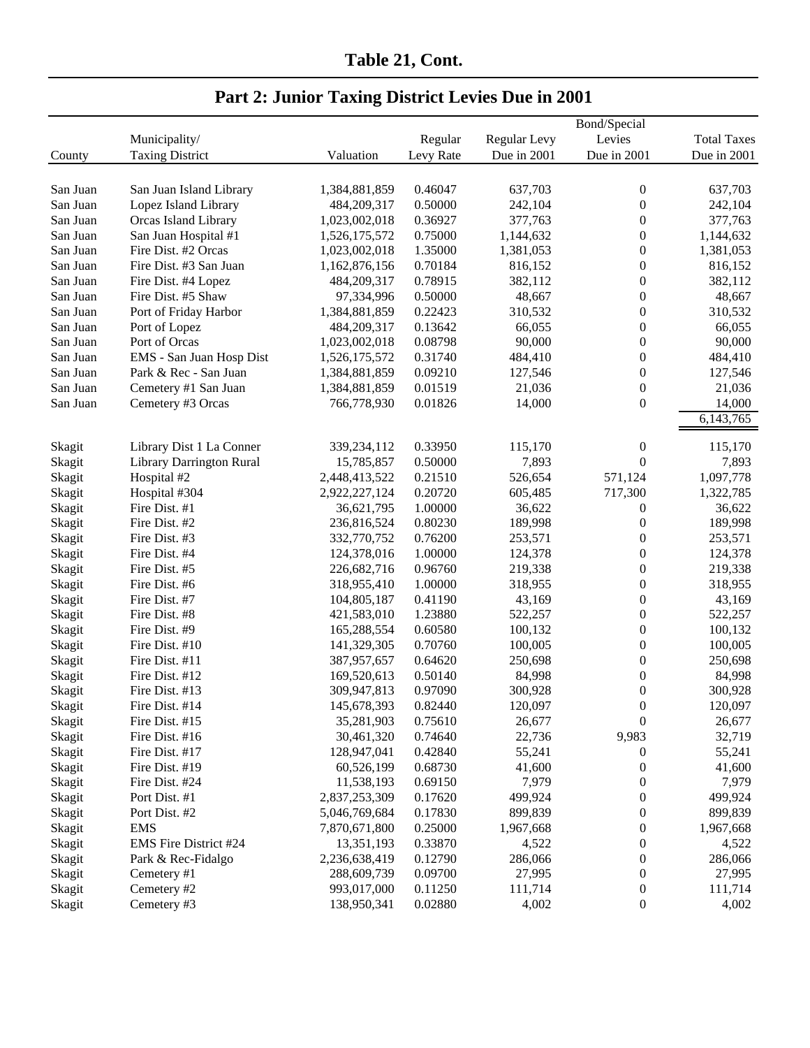**Table 21, Cont.**

## Part 2: Junior Taxing District Levies Due in 2001

| County | Municipality/ Taxing District | Valuation | Regular Levy Rate | Regular Levy Due in 2001 | Bond/Special Levies Due in 2001 | Total Taxes Due in 2001 |
|---|---|---|---|---|---|---|
| San Juan | San Juan Island Library | 1,384,881,859 | 0.46047 | 637,703 | 0 | 637,703 |
| San Juan | Lopez Island Library | 484,209,317 | 0.50000 | 242,104 | 0 | 242,104 |
| San Juan | Orcas Island Library | 1,023,002,018 | 0.36927 | 377,763 | 0 | 377,763 |
| San Juan | San Juan Hospital #1 | 1,526,175,572 | 0.75000 | 1,144,632 | 0 | 1,144,632 |
| San Juan | Fire Dist. #2 Orcas | 1,023,002,018 | 1.35000 | 1,381,053 | 0 | 1,381,053 |
| San Juan | Fire Dist. #3 San Juan | 1,162,876,156 | 0.70184 | 816,152 | 0 | 816,152 |
| San Juan | Fire Dist. #4 Lopez | 484,209,317 | 0.78915 | 382,112 | 0 | 382,112 |
| San Juan | Fire Dist. #5 Shaw | 97,334,996 | 0.50000 | 48,667 | 0 | 48,667 |
| San Juan | Port of Friday Harbor | 1,384,881,859 | 0.22423 | 310,532 | 0 | 310,532 |
| San Juan | Port of Lopez | 484,209,317 | 0.13642 | 66,055 | 0 | 66,055 |
| San Juan | Port of Orcas | 1,023,002,018 | 0.08798 | 90,000 | 0 | 90,000 |
| San Juan | EMS - San Juan Hosp Dist | 1,526,175,572 | 0.31740 | 484,410 | 0 | 484,410 |
| San Juan | Park & Rec - San Juan | 1,384,881,859 | 0.09210 | 127,546 | 0 | 127,546 |
| San Juan | Cemetery #1 San Juan | 1,384,881,859 | 0.01519 | 21,036 | 0 | 21,036 |
| San Juan | Cemetery #3 Orcas | 766,778,930 | 0.01826 | 14,000 | 0 | 14,000 |
| | | | | | | 6,143,765 |
| Skagit | Library Dist 1 La Conner | 339,234,112 | 0.33950 | 115,170 | 0 | 115,170 |
| Skagit | Library Darrington Rural | 15,785,857 | 0.50000 | 7,893 | 0 | 7,893 |
| Skagit | Hospital #2 | 2,448,413,522 | 0.21510 | 526,654 | 571,124 | 1,097,778 |
| Skagit | Hospital #304 | 2,922,227,124 | 0.20720 | 605,485 | 717,300 | 1,322,785 |
| Skagit | Fire Dist. #1 | 36,621,795 | 1.00000 | 36,622 | 0 | 36,622 |
| Skagit | Fire Dist. #2 | 236,816,524 | 0.80230 | 189,998 | 0 | 189,998 |
| Skagit | Fire Dist. #3 | 332,770,752 | 0.76200 | 253,571 | 0 | 253,571 |
| Skagit | Fire Dist. #4 | 124,378,016 | 1.00000 | 124,378 | 0 | 124,378 |
| Skagit | Fire Dist. #5 | 226,682,716 | 0.96760 | 219,338 | 0 | 219,338 |
| Skagit | Fire Dist. #6 | 318,955,410 | 1.00000 | 318,955 | 0 | 318,955 |
| Skagit | Fire Dist. #7 | 104,805,187 | 0.41190 | 43,169 | 0 | 43,169 |
| Skagit | Fire Dist. #8 | 421,583,010 | 1.23880 | 522,257 | 0 | 522,257 |
| Skagit | Fire Dist. #9 | 165,288,554 | 0.60580 | 100,132 | 0 | 100,132 |
| Skagit | Fire Dist. #10 | 141,329,305 | 0.70760 | 100,005 | 0 | 100,005 |
| Skagit | Fire Dist. #11 | 387,957,657 | 0.64620 | 250,698 | 0 | 250,698 |
| Skagit | Fire Dist. #12 | 169,520,613 | 0.50140 | 84,998 | 0 | 84,998 |
| Skagit | Fire Dist. #13 | 309,947,813 | 0.97090 | 300,928 | 0 | 300,928 |
| Skagit | Fire Dist. #14 | 145,678,393 | 0.82440 | 120,097 | 0 | 120,097 |
| Skagit | Fire Dist. #15 | 35,281,903 | 0.75610 | 26,677 | 0 | 26,677 |
| Skagit | Fire Dist. #16 | 30,461,320 | 0.74640 | 22,736 | 9,983 | 32,719 |
| Skagit | Fire Dist. #17 | 128,947,041 | 0.42840 | 55,241 | 0 | 55,241 |
| Skagit | Fire Dist. #19 | 60,526,199 | 0.68730 | 41,600 | 0 | 41,600 |
| Skagit | Fire Dist. #24 | 11,538,193 | 0.69150 | 7,979 | 0 | 7,979 |
| Skagit | Port Dist. #1 | 2,837,253,309 | 0.17620 | 499,924 | 0 | 499,924 |
| Skagit | Port Dist. #2 | 5,046,769,684 | 0.17830 | 899,839 | 0 | 899,839 |
| Skagit | EMS | 7,870,671,800 | 0.25000 | 1,967,668 | 0 | 1,967,668 |
| Skagit | EMS Fire District #24 | 13,351,193 | 0.33870 | 4,522 | 0 | 4,522 |
| Skagit | Park & Rec-Fidalgo | 2,236,638,419 | 0.12790 | 286,066 | 0 | 286,066 |
| Skagit | Cemetery #1 | 288,609,739 | 0.09700 | 27,995 | 0 | 27,995 |
| Skagit | Cemetery #2 | 993,017,000 | 0.11250 | 111,714 | 0 | 111,714 |
| Skagit | Cemetery #3 | 138,950,341 | 0.02880 | 4,002 | 0 | 4,002 |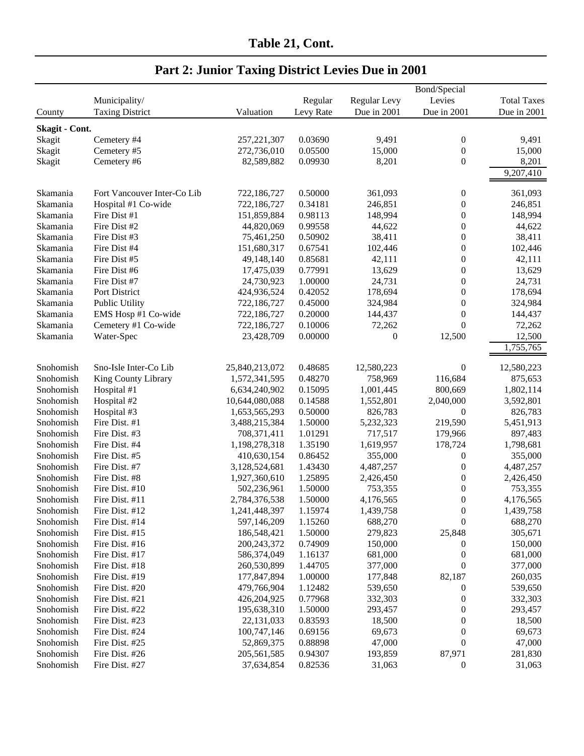## Table 21, Cont.

## Part 2: Junior Taxing District Levies Due in 2001

| County | Municipality/ Taxing District | Valuation | Regular Levy Rate | Regular Levy Due in 2001 | Bond/Special Levies Due in 2001 | Total Taxes Due in 2001 |
|---|---|---|---|---|---|---|
| **Skagit - Cont.** | | | | | | |
| Skagit | Cemetery #4 | 257,221,307 | 0.03690 | 9,491 | 0 | 9,491 |
| Skagit | Cemetery #5 | 272,736,010 | 0.05500 | 15,000 | 0 | 15,000 |
| Skagit | Cemetery #6 | 82,589,882 | 0.09930 | 8,201 | 0 | 8,201 |
| | | | | | | 9,207,410 |
| Skamania | Fort Vancouver Inter-Co Lib | 722,186,727 | 0.50000 | 361,093 | 0 | 361,093 |
| Skamania | Hospital #1 Co-wide | 722,186,727 | 0.34181 | 246,851 | 0 | 246,851 |
| Skamania | Fire Dist #1 | 151,859,884 | 0.98113 | 148,994 | 0 | 148,994 |
| Skamania | Fire Dist #2 | 44,820,069 | 0.99558 | 44,622 | 0 | 44,622 |
| Skamania | Fire Dist #3 | 75,461,250 | 0.50902 | 38,411 | 0 | 38,411 |
| Skamania | Fire Dist #4 | 151,680,317 | 0.67541 | 102,446 | 0 | 102,446 |
| Skamania | Fire Dist #5 | 49,148,140 | 0.85681 | 42,111 | 0 | 42,111 |
| Skamania | Fire Dist #6 | 17,475,039 | 0.77991 | 13,629 | 0 | 13,629 |
| Skamania | Fire Dist #7 | 24,730,923 | 1.00000 | 24,731 | 0 | 24,731 |
| Skamania | Port District | 424,936,524 | 0.42052 | 178,694 | 0 | 178,694 |
| Skamania | Public Utility | 722,186,727 | 0.45000 | 324,984 | 0 | 324,984 |
| Skamania | EMS Hosp #1 Co-wide | 722,186,727 | 0.20000 | 144,437 | 0 | 144,437 |
| Skamania | Cemetery #1 Co-wide | 722,186,727 | 0.10006 | 72,262 | 0 | 72,262 |
| Skamania | Water-Spec | 23,428,709 | 0.00000 | 0 | 12,500 | 12,500 |
| | | | | | | 1,755,765 |
| Snohomish | Sno-Isle Inter-Co Lib | 25,840,213,072 | 0.48685 | 12,580,223 | 0 | 12,580,223 |
| Snohomish | King County Library | 1,572,341,595 | 0.48270 | 758,969 | 116,684 | 875,653 |
| Snohomish | Hospital #1 | 6,634,240,902 | 0.15095 | 1,001,445 | 800,669 | 1,802,114 |
| Snohomish | Hospital #2 | 10,644,080,088 | 0.14588 | 1,552,801 | 2,040,000 | 3,592,801 |
| Snohomish | Hospital #3 | 1,653,565,293 | 0.50000 | 826,783 | 0 | 826,783 |
| Snohomish | Fire Dist. #1 | 3,488,215,384 | 1.50000 | 5,232,323 | 219,590 | 5,451,913 |
| Snohomish | Fire Dist. #3 | 708,371,411 | 1.01291 | 717,517 | 179,966 | 897,483 |
| Snohomish | Fire Dist. #4 | 1,198,278,318 | 1.35190 | 1,619,957 | 178,724 | 1,798,681 |
| Snohomish | Fire Dist. #5 | 410,630,154 | 0.86452 | 355,000 | 0 | 355,000 |
| Snohomish | Fire Dist. #7 | 3,128,524,681 | 1.43430 | 4,487,257 | 0 | 4,487,257 |
| Snohomish | Fire Dist. #8 | 1,927,360,610 | 1.25895 | 2,426,450 | 0 | 2,426,450 |
| Snohomish | Fire Dist. #10 | 502,236,961 | 1.50000 | 753,355 | 0 | 753,355 |
| Snohomish | Fire Dist. #11 | 2,784,376,538 | 1.50000 | 4,176,565 | 0 | 4,176,565 |
| Snohomish | Fire Dist. #12 | 1,241,448,397 | 1.15974 | 1,439,758 | 0 | 1,439,758 |
| Snohomish | Fire Dist. #14 | 597,146,209 | 1.15260 | 688,270 | 0 | 688,270 |
| Snohomish | Fire Dist. #15 | 186,548,421 | 1.50000 | 279,823 | 25,848 | 305,671 |
| Snohomish | Fire Dist. #16 | 200,243,372 | 0.74909 | 150,000 | 0 | 150,000 |
| Snohomish | Fire Dist. #17 | 586,374,049 | 1.16137 | 681,000 | 0 | 681,000 |
| Snohomish | Fire Dist. #18 | 260,530,899 | 1.44705 | 377,000 | 0 | 377,000 |
| Snohomish | Fire Dist. #19 | 177,847,894 | 1.00000 | 177,848 | 82,187 | 260,035 |
| Snohomish | Fire Dist. #20 | 479,766,904 | 1.12482 | 539,650 | 0 | 539,650 |
| Snohomish | Fire Dist. #21 | 426,204,925 | 0.77968 | 332,303 | 0 | 332,303 |
| Snohomish | Fire Dist. #22 | 195,638,310 | 1.50000 | 293,457 | 0 | 293,457 |
| Snohomish | Fire Dist. #23 | 22,131,033 | 0.83593 | 18,500 | 0 | 18,500 |
| Snohomish | Fire Dist. #24 | 100,747,146 | 0.69156 | 69,673 | 0 | 69,673 |
| Snohomish | Fire Dist. #25 | 52,869,375 | 0.88898 | 47,000 | 0 | 47,000 |
| Snohomish | Fire Dist. #26 | 205,561,585 | 0.94307 | 193,859 | 87,971 | 281,830 |
| Snohomish | Fire Dist. #27 | 37,634,854 | 0.82536 | 31,063 | 0 | 31,063 |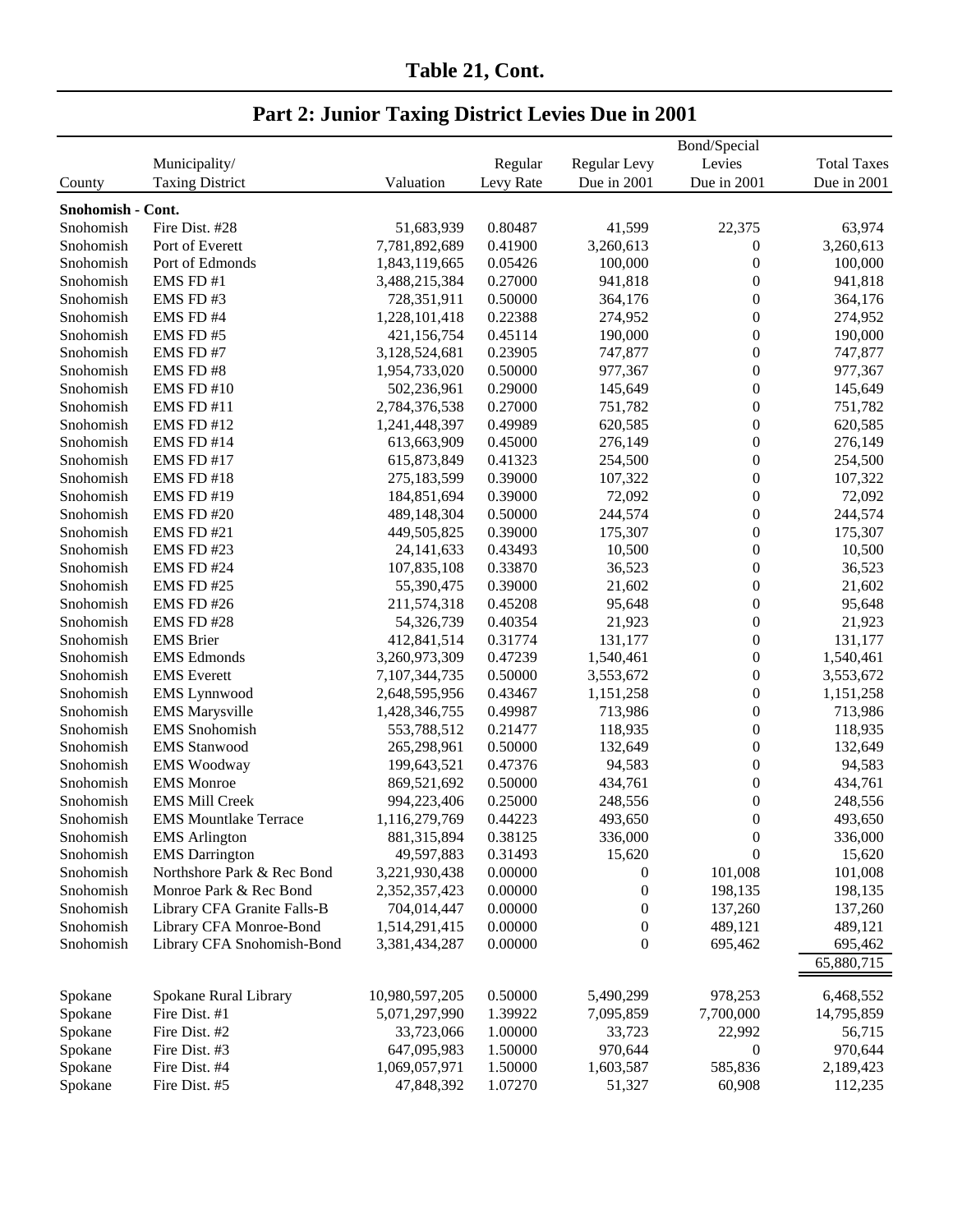## Table 21, Cont.

## Part 2: Junior Taxing District Levies Due in 2001

| County | Municipality/ Taxing District | Valuation | Regular Levy Rate | Regular Levy Due in 2001 | Bond/Special Levies Due in 2001 | Total Taxes Due in 2001 |
|---|---|---|---|---|---|---|
| **Snohomish - Cont.** | | | | | | |
| Snohomish | Fire Dist. #28 | 51,683,939 | 0.80487 | 41,599 | 22,375 | 63,974 |
| Snohomish | Port of Everett | 7,781,892,689 | 0.41900 | 3,260,613 | 0 | 3,260,613 |
| Snohomish | Port of Edmonds | 1,843,119,665 | 0.05426 | 100,000 | 0 | 100,000 |
| Snohomish | EMS FD #1 | 3,488,215,384 | 0.27000 | 941,818 | 0 | 941,818 |
| Snohomish | EMS FD #3 | 728,351,911 | 0.50000 | 364,176 | 0 | 364,176 |
| Snohomish | EMS FD #4 | 1,228,101,418 | 0.22388 | 274,952 | 0 | 274,952 |
| Snohomish | EMS FD #5 | 421,156,754 | 0.45114 | 190,000 | 0 | 190,000 |
| Snohomish | EMS FD #7 | 3,128,524,681 | 0.23905 | 747,877 | 0 | 747,877 |
| Snohomish | EMS FD #8 | 1,954,733,020 | 0.50000 | 977,367 | 0 | 977,367 |
| Snohomish | EMS FD #10 | 502,236,961 | 0.29000 | 145,649 | 0 | 145,649 |
| Snohomish | EMS FD #11 | 2,784,376,538 | 0.27000 | 751,782 | 0 | 751,782 |
| Snohomish | EMS FD #12 | 1,241,448,397 | 0.49989 | 620,585 | 0 | 620,585 |
| Snohomish | EMS FD #14 | 613,663,909 | 0.45000 | 276,149 | 0 | 276,149 |
| Snohomish | EMS FD #17 | 615,873,849 | 0.41323 | 254,500 | 0 | 254,500 |
| Snohomish | EMS FD #18 | 275,183,599 | 0.39000 | 107,322 | 0 | 107,322 |
| Snohomish | EMS FD #19 | 184,851,694 | 0.39000 | 72,092 | 0 | 72,092 |
| Snohomish | EMS FD #20 | 489,148,304 | 0.50000 | 244,574 | 0 | 244,574 |
| Snohomish | EMS FD #21 | 449,505,825 | 0.39000 | 175,307 | 0 | 175,307 |
| Snohomish | EMS FD #23 | 24,141,633 | 0.43493 | 10,500 | 0 | 10,500 |
| Snohomish | EMS FD #24 | 107,835,108 | 0.33870 | 36,523 | 0 | 36,523 |
| Snohomish | EMS FD #25 | 55,390,475 | 0.39000 | 21,602 | 0 | 21,602 |
| Snohomish | EMS FD #26 | 211,574,318 | 0.45208 | 95,648 | 0 | 95,648 |
| Snohomish | EMS FD #28 | 54,326,739 | 0.40354 | 21,923 | 0 | 21,923 |
| Snohomish | EMS Brier | 412,841,514 | 0.31774 | 131,177 | 0 | 131,177 |
| Snohomish | EMS Edmonds | 3,260,973,309 | 0.47239 | 1,540,461 | 0 | 1,540,461 |
| Snohomish | EMS Everett | 7,107,344,735 | 0.50000 | 3,553,672 | 0 | 3,553,672 |
| Snohomish | EMS Lynnwood | 2,648,595,956 | 0.43467 | 1,151,258 | 0 | 1,151,258 |
| Snohomish | EMS Marysville | 1,428,346,755 | 0.49987 | 713,986 | 0 | 713,986 |
| Snohomish | EMS Snohomish | 553,788,512 | 0.21477 | 118,935 | 0 | 118,935 |
| Snohomish | EMS Stanwood | 265,298,961 | 0.50000 | 132,649 | 0 | 132,649 |
| Snohomish | EMS Woodway | 199,643,521 | 0.47376 | 94,583 | 0 | 94,583 |
| Snohomish | EMS Monroe | 869,521,692 | 0.50000 | 434,761 | 0 | 434,761 |
| Snohomish | EMS Mill Creek | 994,223,406 | 0.25000 | 248,556 | 0 | 248,556 |
| Snohomish | EMS Mountlake Terrace | 1,116,279,769 | 0.44223 | 493,650 | 0 | 493,650 |
| Snohomish | EMS Arlington | 881,315,894 | 0.38125 | 336,000 | 0 | 336,000 |
| Snohomish | EMS Darrington | 49,597,883 | 0.31493 | 15,620 | 0 | 15,620 |
| Snohomish | Northshore Park & Rec Bond | 3,221,930,438 | 0.00000 | 0 | 101,008 | 101,008 |
| Snohomish | Monroe Park & Rec Bond | 2,352,357,423 | 0.00000 | 0 | 198,135 | 198,135 |
| Snohomish | Library CFA Granite Falls-B | 704,014,447 | 0.00000 | 0 | 137,260 | 137,260 |
| Snohomish | Library CFA Monroe-Bond | 1,514,291,415 | 0.00000 | 0 | 489,121 | 489,121 |
| Snohomish | Library CFA Snohomish-Bond | 3,381,434,287 | 0.00000 | 0 | 695,462 | 695,462 |
| | | | | | | 65,880,715 |
| Spokane | Spokane Rural Library | 10,980,597,205 | 0.50000 | 5,490,299 | 978,253 | 6,468,552 |
| Spokane | Fire Dist. #1 | 5,071,297,990 | 1.39922 | 7,095,859 | 7,700,000 | 14,795,859 |
| Spokane | Fire Dist. #2 | 33,723,066 | 1.00000 | 33,723 | 22,992 | 56,715 |
| Spokane | Fire Dist. #3 | 647,095,983 | 1.50000 | 970,644 | 0 | 970,644 |
| Spokane | Fire Dist. #4 | 1,069,057,971 | 1.50000 | 1,603,587 | 585,836 | 2,189,423 |
| Spokane | Fire Dist. #5 | 47,848,392 | 1.07270 | 51,327 | 60,908 | 112,235 |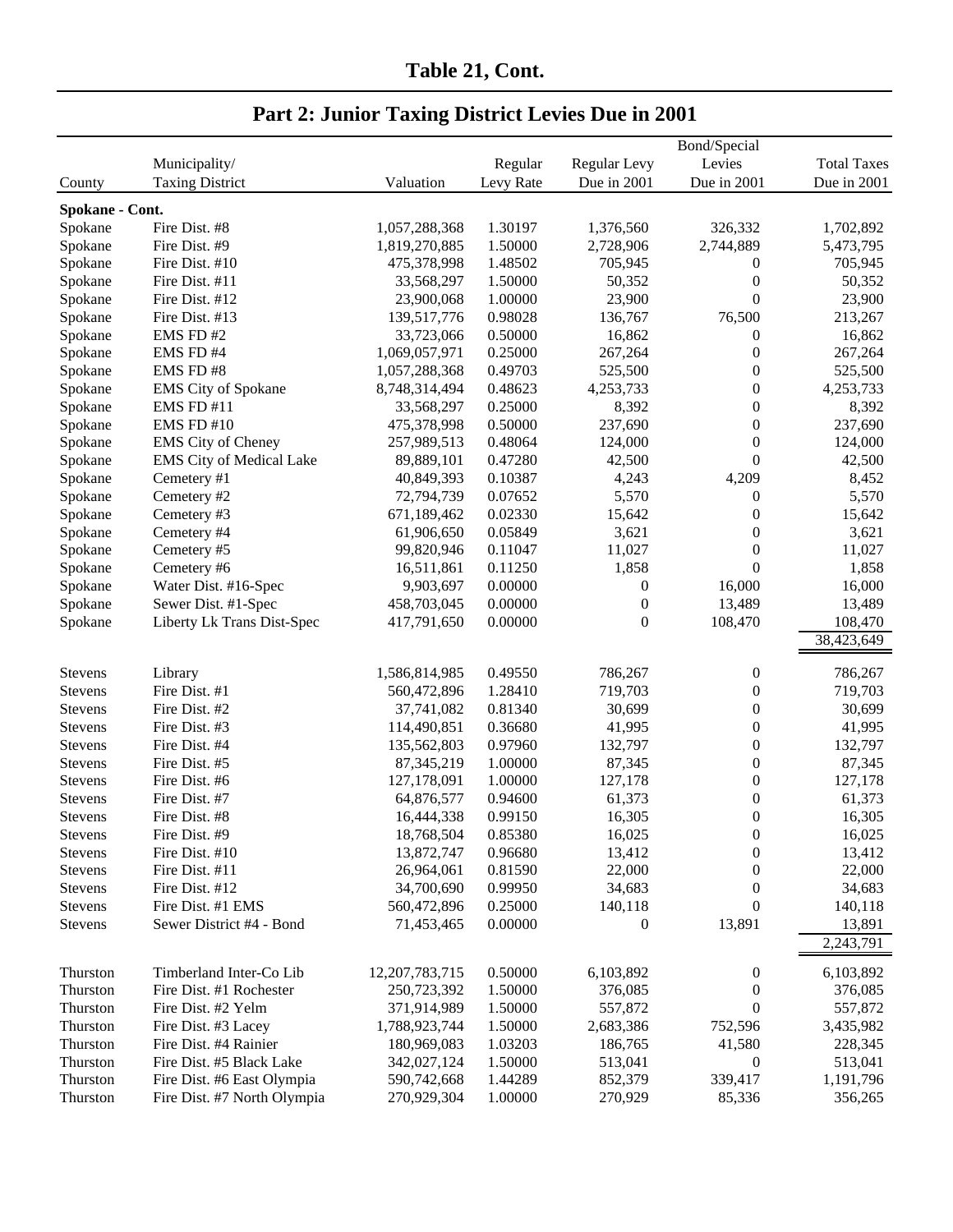## Table 21, Cont.

## Part 2: Junior Taxing District Levies Due in 2001

| County | Municipality/ Taxing District | Valuation | Regular Levy Rate | Regular Levy Due in 2001 | Bond/Special Levies Due in 2001 | Total Taxes Due in 2001 |
|---|---|---|---|---|---|---|
| **Spokane - Cont.** | | | | | | |
| Spokane | Fire Dist. #8 | 1,057,288,368 | 1.30197 | 1,376,560 | 326,332 | 1,702,892 |
| Spokane | Fire Dist. #9 | 1,819,270,885 | 1.50000 | 2,728,906 | 2,744,889 | 5,473,795 |
| Spokane | Fire Dist. #10 | 475,378,998 | 1.48502 | 705,945 | 0 | 705,945 |
| Spokane | Fire Dist. #11 | 33,568,297 | 1.50000 | 50,352 | 0 | 50,352 |
| Spokane | Fire Dist. #12 | 23,900,068 | 1.00000 | 23,900 | 0 | 23,900 |
| Spokane | Fire Dist. #13 | 139,517,776 | 0.98028 | 136,767 | 76,500 | 213,267 |
| Spokane | EMS FD #2 | 33,723,066 | 0.50000 | 16,862 | 0 | 16,862 |
| Spokane | EMS FD #4 | 1,069,057,971 | 0.25000 | 267,264 | 0 | 267,264 |
| Spokane | EMS FD #8 | 1,057,288,368 | 0.49703 | 525,500 | 0 | 525,500 |
| Spokane | EMS City of Spokane | 8,748,314,494 | 0.48623 | 4,253,733 | 0 | 4,253,733 |
| Spokane | EMS FD #11 | 33,568,297 | 0.25000 | 8,392 | 0 | 8,392 |
| Spokane | EMS FD #10 | 475,378,998 | 0.50000 | 237,690 | 0 | 237,690 |
| Spokane | EMS City of Cheney | 257,989,513 | 0.48064 | 124,000 | 0 | 124,000 |
| Spokane | EMS City of Medical Lake | 89,889,101 | 0.47280 | 42,500 | 0 | 42,500 |
| Spokane | Cemetery #1 | 40,849,393 | 0.10387 | 4,243 | 4,209 | 8,452 |
| Spokane | Cemetery #2 | 72,794,739 | 0.07652 | 5,570 | 0 | 5,570 |
| Spokane | Cemetery #3 | 671,189,462 | 0.02330 | 15,642 | 0 | 15,642 |
| Spokane | Cemetery #4 | 61,906,650 | 0.05849 | 3,621 | 0 | 3,621 |
| Spokane | Cemetery #5 | 99,820,946 | 0.11047 | 11,027 | 0 | 11,027 |
| Spokane | Cemetery #6 | 16,511,861 | 0.11250 | 1,858 | 0 | 1,858 |
| Spokane | Water Dist. #16-Spec | 9,903,697 | 0.00000 | 0 | 16,000 | 16,000 |
| Spokane | Sewer Dist. #1-Spec | 458,703,045 | 0.00000 | 0 | 13,489 | 13,489 |
| Spokane | Liberty Lk Trans Dist-Spec | 417,791,650 | 0.00000 | 0 | 108,470 | 108,470 |
| | | | | | | 38,423,649 |
| Stevens | Library | 1,586,814,985 | 0.49550 | 786,267 | 0 | 786,267 |
| Stevens | Fire Dist. #1 | 560,472,896 | 1.28410 | 719,703 | 0 | 719,703 |
| Stevens | Fire Dist. #2 | 37,741,082 | 0.81340 | 30,699 | 0 | 30,699 |
| Stevens | Fire Dist. #3 | 114,490,851 | 0.36680 | 41,995 | 0 | 41,995 |
| Stevens | Fire Dist. #4 | 135,562,803 | 0.97960 | 132,797 | 0 | 132,797 |
| Stevens | Fire Dist. #5 | 87,345,219 | 1.00000 | 87,345 | 0 | 87,345 |
| Stevens | Fire Dist. #6 | 127,178,091 | 1.00000 | 127,178 | 0 | 127,178 |
| Stevens | Fire Dist. #7 | 64,876,577 | 0.94600 | 61,373 | 0 | 61,373 |
| Stevens | Fire Dist. #8 | 16,444,338 | 0.99150 | 16,305 | 0 | 16,305 |
| Stevens | Fire Dist. #9 | 18,768,504 | 0.85380 | 16,025 | 0 | 16,025 |
| Stevens | Fire Dist. #10 | 13,872,747 | 0.96680 | 13,412 | 0 | 13,412 |
| Stevens | Fire Dist. #11 | 26,964,061 | 0.81590 | 22,000 | 0 | 22,000 |
| Stevens | Fire Dist. #12 | 34,700,690 | 0.99950 | 34,683 | 0 | 34,683 |
| Stevens | Fire Dist. #1 EMS | 560,472,896 | 0.25000 | 140,118 | 0 | 140,118 |
| Stevens | Sewer District #4 - Bond | 71,453,465 | 0.00000 | 0 | 13,891 | 13,891 |
| | | | | | | 2,243,791 |
| Thurston | Timberland Inter-Co Lib | 12,207,783,715 | 0.50000 | 6,103,892 | 0 | 6,103,892 |
| Thurston | Fire Dist. #1 Rochester | 250,723,392 | 1.50000 | 376,085 | 0 | 376,085 |
| Thurston | Fire Dist. #2 Yelm | 371,914,989 | 1.50000 | 557,872 | 0 | 557,872 |
| Thurston | Fire Dist. #3 Lacey | 1,788,923,744 | 1.50000 | 2,683,386 | 752,596 | 3,435,982 |
| Thurston | Fire Dist. #4 Rainier | 180,969,083 | 1.03203 | 186,765 | 41,580 | 228,345 |
| Thurston | Fire Dist. #5 Black Lake | 342,027,124 | 1.50000 | 513,041 | 0 | 513,041 |
| Thurston | Fire Dist. #6 East Olympia | 590,742,668 | 1.44289 | 852,379 | 339,417 | 1,191,796 |
| Thurston | Fire Dist. #7 North Olympia | 270,929,304 | 1.00000 | 270,929 | 85,336 | 356,265 |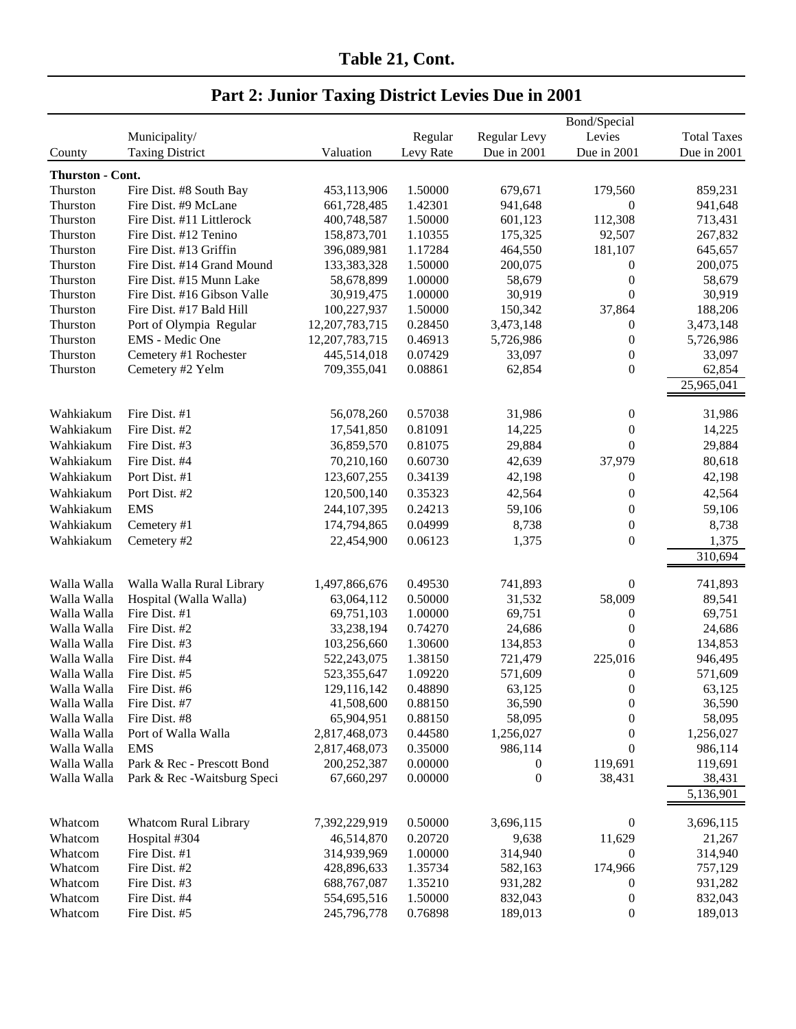## Table 21, Cont.

## Part 2: Junior Taxing District Levies Due in 2001

| County | Municipality/ Taxing District | Valuation | Regular Levy Rate | Regular Levy Due in 2001 | Bond/Special Levies Due in 2001 | Total Taxes Due in 2001 |
|---|---|---|---|---|---|---|
| **Thurston - Cont.** | | | | | | |
| Thurston | Fire Dist. #8 South Bay | 453,113,906 | 1.50000 | 679,671 | 179,560 | 859,231 |
| Thurston | Fire Dist. #9 McLane | 661,728,485 | 1.42301 | 941,648 | 0 | 941,648 |
| Thurston | Fire Dist. #11 Littlerock | 400,748,587 | 1.50000 | 601,123 | 112,308 | 713,431 |
| Thurston | Fire Dist. #12 Tenino | 158,873,701 | 1.10355 | 175,325 | 92,507 | 267,832 |
| Thurston | Fire Dist. #13 Griffin | 396,089,981 | 1.17284 | 464,550 | 181,107 | 645,657 |
| Thurston | Fire Dist. #14 Grand Mound | 133,383,328 | 1.50000 | 200,075 | 0 | 200,075 |
| Thurston | Fire Dist. #15 Munn Lake | 58,678,899 | 1.00000 | 58,679 | 0 | 58,679 |
| Thurston | Fire Dist. #16 Gibson Valle | 30,919,475 | 1.00000 | 30,919 | 0 | 30,919 |
| Thurston | Fire Dist. #17 Bald Hill | 100,227,937 | 1.50000 | 150,342 | 37,864 | 188,206 |
| Thurston | Port of Olympia Regular | 12,207,783,715 | 0.28450 | 3,473,148 | 0 | 3,473,148 |
| Thurston | EMS - Medic One | 12,207,783,715 | 0.46913 | 5,726,986 | 0 | 5,726,986 |
| Thurston | Cemetery #1 Rochester | 445,514,018 | 0.07429 | 33,097 | 0 | 33,097 |
| Thurston | Cemetery #2 Yelm | 709,355,041 | 0.08861 | 62,854 | 0 | 62,854 |
| | | | | | | 25,965,041 |
| Wahkiakum | Fire Dist. #1 | 56,078,260 | 0.57038 | 31,986 | 0 | 31,986 |
| Wahkiakum | Fire Dist. #2 | 17,541,850 | 0.81091 | 14,225 | 0 | 14,225 |
| Wahkiakum | Fire Dist. #3 | 36,859,570 | 0.81075 | 29,884 | 0 | 29,884 |
| Wahkiakum | Fire Dist. #4 | 70,210,160 | 0.60730 | 42,639 | 37,979 | 80,618 |
| Wahkiakum | Port Dist. #1 | 123,607,255 | 0.34139 | 42,198 | 0 | 42,198 |
| Wahkiakum | Port Dist. #2 | 120,500,140 | 0.35323 | 42,564 | 0 | 42,564 |
| Wahkiakum | EMS | 244,107,395 | 0.24213 | 59,106 | 0 | 59,106 |
| Wahkiakum | Cemetery #1 | 174,794,865 | 0.04999 | 8,738 | 0 | 8,738 |
| Wahkiakum | Cemetery #2 | 22,454,900 | 0.06123 | 1,375 | 0 | 1,375 |
| | | | | | | 310,694 |
| Walla Walla | Walla Walla Rural Library | 1,497,866,676 | 0.49530 | 741,893 | 0 | 741,893 |
| Walla Walla | Hospital (Walla Walla) | 63,064,112 | 0.50000 | 31,532 | 58,009 | 89,541 |
| Walla Walla | Fire Dist. #1 | 69,751,103 | 1.00000 | 69,751 | 0 | 69,751 |
| Walla Walla | Fire Dist. #2 | 33,238,194 | 0.74270 | 24,686 | 0 | 24,686 |
| Walla Walla | Fire Dist. #3 | 103,256,660 | 1.30600 | 134,853 | 0 | 134,853 |
| Walla Walla | Fire Dist. #4 | 522,243,075 | 1.38150 | 721,479 | 225,016 | 946,495 |
| Walla Walla | Fire Dist. #5 | 523,355,647 | 1.09220 | 571,609 | 0 | 571,609 |
| Walla Walla | Fire Dist. #6 | 129,116,142 | 0.48890 | 63,125 | 0 | 63,125 |
| Walla Walla | Fire Dist. #7 | 41,508,600 | 0.88150 | 36,590 | 0 | 36,590 |
| Walla Walla | Fire Dist. #8 | 65,904,951 | 0.88150 | 58,095 | 0 | 58,095 |
| Walla Walla | Port of Walla Walla | 2,817,468,073 | 0.44580 | 1,256,027 | 0 | 1,256,027 |
| Walla Walla | EMS | 2,817,468,073 | 0.35000 | 986,114 | 0 | 986,114 |
| Walla Walla | Park & Rec - Prescott Bond | 200,252,387 | 0.00000 | 0 | 119,691 | 119,691 |
| Walla Walla | Park & Rec -Waitsburg Speci | 67,660,297 | 0.00000 | 0 | 38,431 | 38,431 |
| | | | | | | 5,136,901 |
| Whatcom | Whatcom Rural Library | 7,392,229,919 | 0.50000 | 3,696,115 | 0 | 3,696,115 |
| Whatcom | Hospital #304 | 46,514,870 | 0.20720 | 9,638 | 11,629 | 21,267 |
| Whatcom | Fire Dist. #1 | 314,939,969 | 1.00000 | 314,940 | 0 | 314,940 |
| Whatcom | Fire Dist. #2 | 428,896,633 | 1.35734 | 582,163 | 174,966 | 757,129 |
| Whatcom | Fire Dist. #3 | 688,767,087 | 1.35210 | 931,282 | 0 | 931,282 |
| Whatcom | Fire Dist. #4 | 554,695,516 | 1.50000 | 832,043 | 0 | 832,043 |
| Whatcom | Fire Dist. #5 | 245,796,778 | 0.76898 | 189,013 | 0 | 189,013 |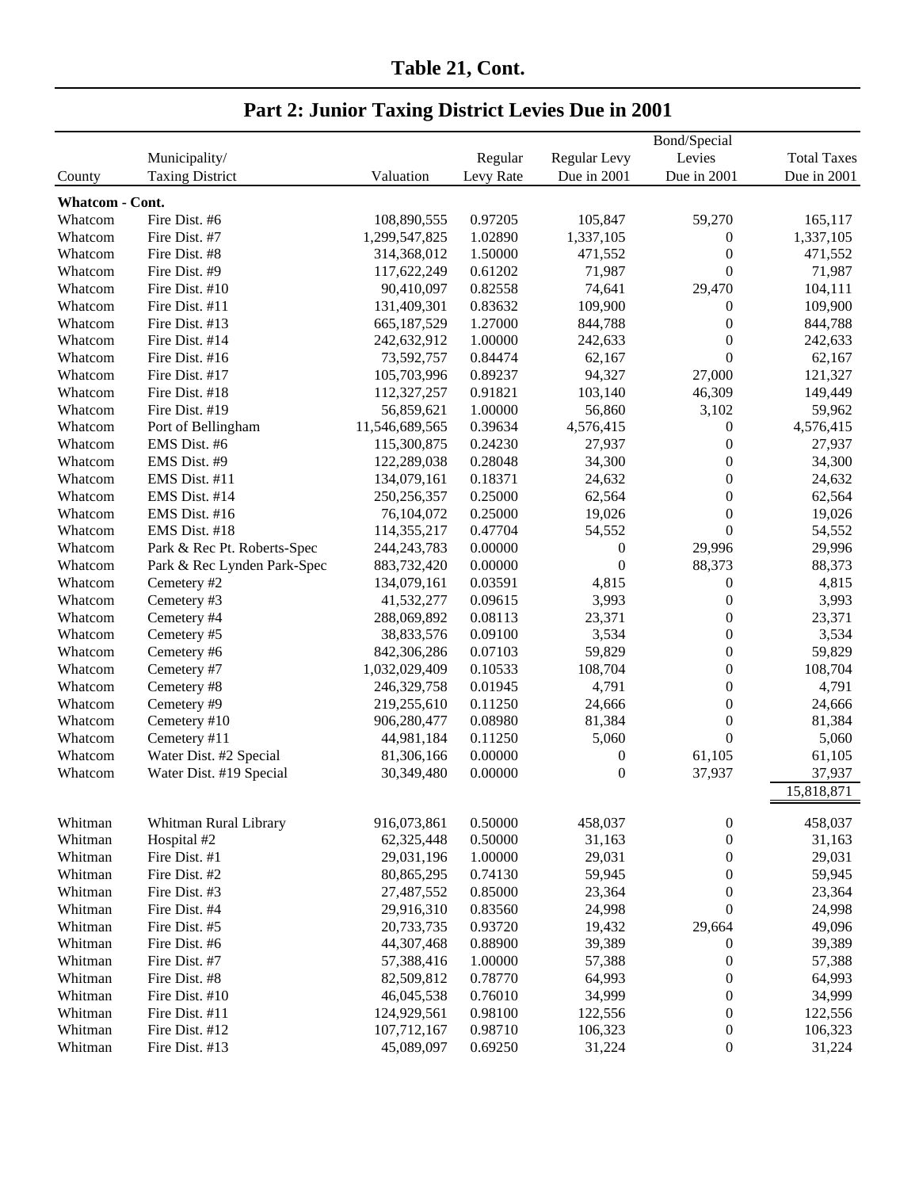## Table 21, Cont.

## Part 2: Junior Taxing District Levies Due in 2001

| County | Municipality/ Taxing District | Valuation | Regular Levy Rate | Regular Levy Due in 2001 | Bond/Special Levies Due in 2001 | Total Taxes Due in 2001 |
|---|---|---|---|---|---|---|
| **Whatcom - Cont.** | | | | | | |
| Whatcom | Fire Dist. #6 | 108,890,555 | 0.97205 | 105,847 | 59,270 | 165,117 |
| Whatcom | Fire Dist. #7 | 1,299,547,825 | 1.02890 | 1,337,105 | 0 | 1,337,105 |
| Whatcom | Fire Dist. #8 | 314,368,012 | 1.50000 | 471,552 | 0 | 471,552 |
| Whatcom | Fire Dist. #9 | 117,622,249 | 0.61202 | 71,987 | 0 | 71,987 |
| Whatcom | Fire Dist. #10 | 90,410,097 | 0.82558 | 74,641 | 29,470 | 104,111 |
| Whatcom | Fire Dist. #11 | 131,409,301 | 0.83632 | 109,900 | 0 | 109,900 |
| Whatcom | Fire Dist. #13 | 665,187,529 | 1.27000 | 844,788 | 0 | 844,788 |
| Whatcom | Fire Dist. #14 | 242,632,912 | 1.00000 | 242,633 | 0 | 242,633 |
| Whatcom | Fire Dist. #16 | 73,592,757 | 0.84474 | 62,167 | 0 | 62,167 |
| Whatcom | Fire Dist. #17 | 105,703,996 | 0.89237 | 94,327 | 27,000 | 121,327 |
| Whatcom | Fire Dist. #18 | 112,327,257 | 0.91821 | 103,140 | 46,309 | 149,449 |
| Whatcom | Fire Dist. #19 | 56,859,621 | 1.00000 | 56,860 | 3,102 | 59,962 |
| Whatcom | Port of Bellingham | 11,546,689,565 | 0.39634 | 4,576,415 | 0 | 4,576,415 |
| Whatcom | EMS Dist. #6 | 115,300,875 | 0.24230 | 27,937 | 0 | 27,937 |
| Whatcom | EMS Dist. #9 | 122,289,038 | 0.28048 | 34,300 | 0 | 34,300 |
| Whatcom | EMS Dist. #11 | 134,079,161 | 0.18371 | 24,632 | 0 | 24,632 |
| Whatcom | EMS Dist. #14 | 250,256,357 | 0.25000 | 62,564 | 0 | 62,564 |
| Whatcom | EMS Dist. #16 | 76,104,072 | 0.25000 | 19,026 | 0 | 19,026 |
| Whatcom | EMS Dist. #18 | 114,355,217 | 0.47704 | 54,552 | 0 | 54,552 |
| Whatcom | Park & Rec Pt. Roberts-Spec | 244,243,783 | 0.00000 | 0 | 29,996 | 29,996 |
| Whatcom | Park & Rec Lynden Park-Spec | 883,732,420 | 0.00000 | 0 | 88,373 | 88,373 |
| Whatcom | Cemetery #2 | 134,079,161 | 0.03591 | 4,815 | 0 | 4,815 |
| Whatcom | Cemetery #3 | 41,532,277 | 0.09615 | 3,993 | 0 | 3,993 |
| Whatcom | Cemetery #4 | 288,069,892 | 0.08113 | 23,371 | 0 | 23,371 |
| Whatcom | Cemetery #5 | 38,833,576 | 0.09100 | 3,534 | 0 | 3,534 |
| Whatcom | Cemetery #6 | 842,306,286 | 0.07103 | 59,829 | 0 | 59,829 |
| Whatcom | Cemetery #7 | 1,032,029,409 | 0.10533 | 108,704 | 0 | 108,704 |
| Whatcom | Cemetery #8 | 246,329,758 | 0.01945 | 4,791 | 0 | 4,791 |
| Whatcom | Cemetery #9 | 219,255,610 | 0.11250 | 24,666 | 0 | 24,666 |
| Whatcom | Cemetery #10 | 906,280,477 | 0.08980 | 81,384 | 0 | 81,384 |
| Whatcom | Cemetery #11 | 44,981,184 | 0.11250 | 5,060 | 0 | 5,060 |
| Whatcom | Water Dist. #2 Special | 81,306,166 | 0.00000 | 0 | 61,105 | 61,105 |
| Whatcom | Water Dist. #19 Special | 30,349,480 | 0.00000 | 0 | 37,937 | 37,937 |
| | | | | | | 15,818,871 |
| Whitman | Whitman Rural Library | 916,073,861 | 0.50000 | 458,037 | 0 | 458,037 |
| Whitman | Hospital #2 | 62,325,448 | 0.50000 | 31,163 | 0 | 31,163 |
| Whitman | Fire Dist. #1 | 29,031,196 | 1.00000 | 29,031 | 0 | 29,031 |
| Whitman | Fire Dist. #2 | 80,865,295 | 0.74130 | 59,945 | 0 | 59,945 |
| Whitman | Fire Dist. #3 | 27,487,552 | 0.85000 | 23,364 | 0 | 23,364 |
| Whitman | Fire Dist. #4 | 29,916,310 | 0.83560 | 24,998 | 0 | 24,998 |
| Whitman | Fire Dist. #5 | 20,733,735 | 0.93720 | 19,432 | 29,664 | 49,096 |
| Whitman | Fire Dist. #6 | 44,307,468 | 0.88900 | 39,389 | 0 | 39,389 |
| Whitman | Fire Dist. #7 | 57,388,416 | 1.00000 | 57,388 | 0 | 57,388 |
| Whitman | Fire Dist. #8 | 82,509,812 | 0.78770 | 64,993 | 0 | 64,993 |
| Whitman | Fire Dist. #10 | 46,045,538 | 0.76010 | 34,999 | 0 | 34,999 |
| Whitman | Fire Dist. #11 | 124,929,561 | 0.98100 | 122,556 | 0 | 122,556 |
| Whitman | Fire Dist. #12 | 107,712,167 | 0.98710 | 106,323 | 0 | 106,323 |
| Whitman | Fire Dist. #13 | 45,089,097 | 0.69250 | 31,224 | 0 | 31,224 |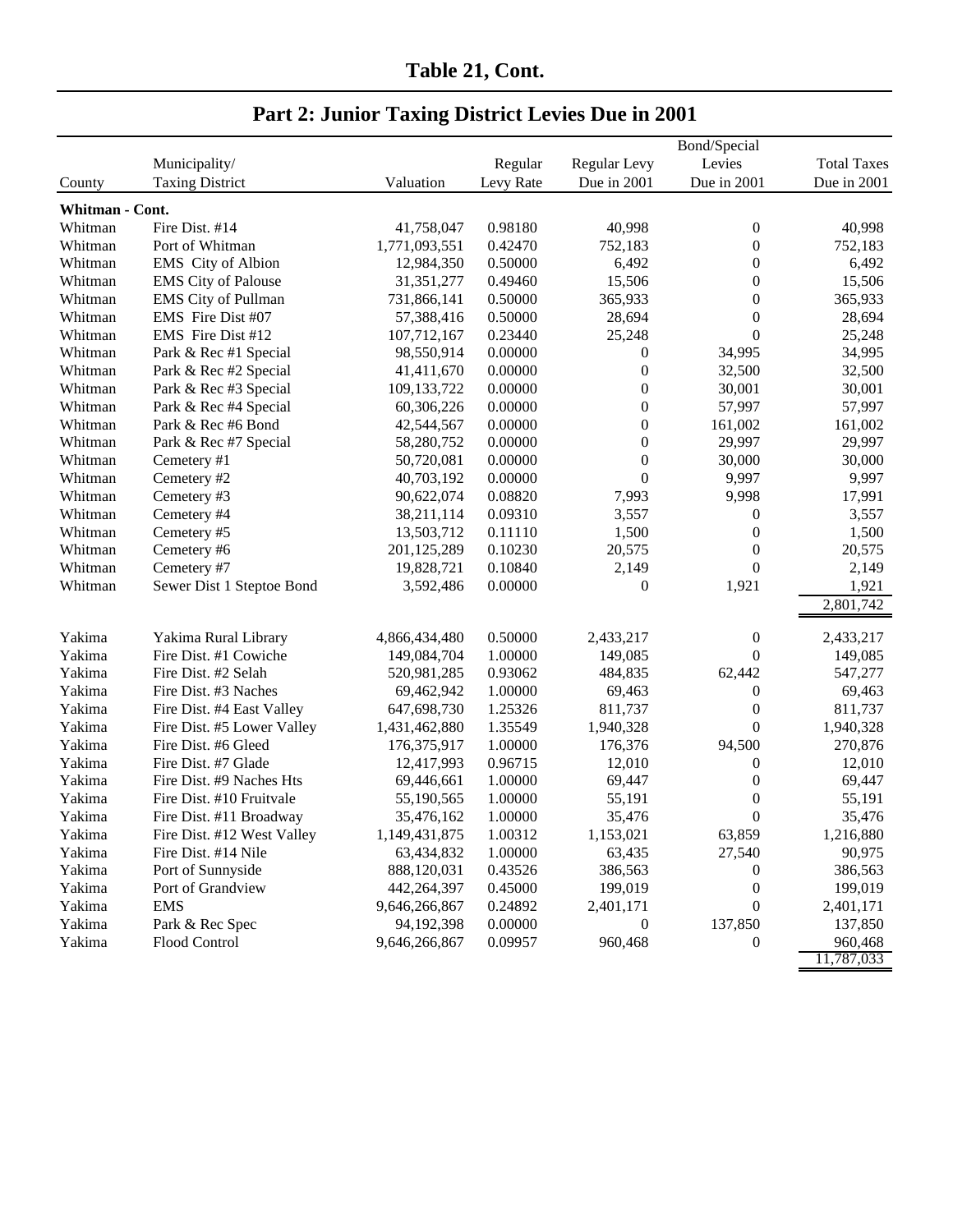# Table 21, Cont.

## Part 2: Junior Taxing District Levies Due in 2001

| County | Municipality/ Taxing District | Valuation | Regular Levy Rate | Regular Levy Due in 2001 | Bond/Special Levies Due in 2001 | Total Taxes Due in 2001 |
|---|---|---|---|---|---|---|
| **Whitman - Cont.** | | | | | | |
| Whitman | Fire Dist. #14 | 41,758,047 | 0.98180 | 40,998 | 0 | 40,998 |
| Whitman | Port of Whitman | 1,771,093,551 | 0.42470 | 752,183 | 0 | 752,183 |
| Whitman | EMS City of Albion | 12,984,350 | 0.50000 | 6,492 | 0 | 6,492 |
| Whitman | EMS City of Palouse | 31,351,277 | 0.49460 | 15,506 | 0 | 15,506 |
| Whitman | EMS City of Pullman | 731,866,141 | 0.50000 | 365,933 | 0 | 365,933 |
| Whitman | EMS Fire Dist #07 | 57,388,416 | 0.50000 | 28,694 | 0 | 28,694 |
| Whitman | EMS Fire Dist #12 | 107,712,167 | 0.23440 | 25,248 | 0 | 25,248 |
| Whitman | Park & Rec #1 Special | 98,550,914 | 0.00000 | 0 | 34,995 | 34,995 |
| Whitman | Park & Rec #2 Special | 41,411,670 | 0.00000 | 0 | 32,500 | 32,500 |
| Whitman | Park & Rec #3 Special | 109,133,722 | 0.00000 | 0 | 30,001 | 30,001 |
| Whitman | Park & Rec #4 Special | 60,306,226 | 0.00000 | 0 | 57,997 | 57,997 |
| Whitman | Park & Rec #6 Bond | 42,544,567 | 0.00000 | 0 | 161,002 | 161,002 |
| Whitman | Park & Rec #7 Special | 58,280,752 | 0.00000 | 0 | 29,997 | 29,997 |
| Whitman | Cemetery #1 | 50,720,081 | 0.00000 | 0 | 30,000 | 30,000 |
| Whitman | Cemetery #2 | 40,703,192 | 0.00000 | 0 | 9,997 | 9,997 |
| Whitman | Cemetery #3 | 90,622,074 | 0.08820 | 7,993 | 9,998 | 17,991 |
| Whitman | Cemetery #4 | 38,211,114 | 0.09310 | 3,557 | 0 | 3,557 |
| Whitman | Cemetery #5 | 13,503,712 | 0.11110 | 1,500 | 0 | 1,500 |
| Whitman | Cemetery #6 | 201,125,289 | 0.10230 | 20,575 | 0 | 20,575 |
| Whitman | Cemetery #7 | 19,828,721 | 0.10840 | 2,149 | 0 | 2,149 |
| Whitman | Sewer Dist 1 Steptoe Bond | 3,592,486 | 0.00000 | 0 | 1,921 | 1,921 |
| | | | | | | 2,801,742 |
| Yakima | Yakima Rural Library | 4,866,434,480 | 0.50000 | 2,433,217 | 0 | 2,433,217 |
| Yakima | Fire Dist. #1 Cowiche | 149,084,704 | 1.00000 | 149,085 | 0 | 149,085 |
| Yakima | Fire Dist. #2 Selah | 520,981,285 | 0.93062 | 484,835 | 62,442 | 547,277 |
| Yakima | Fire Dist. #3 Naches | 69,462,942 | 1.00000 | 69,463 | 0 | 69,463 |
| Yakima | Fire Dist. #4 East Valley | 647,698,730 | 1.25326 | 811,737 | 0 | 811,737 |
| Yakima | Fire Dist. #5 Lower Valley | 1,431,462,880 | 1.35549 | 1,940,328 | 0 | 1,940,328 |
| Yakima | Fire Dist. #6 Gleed | 176,375,917 | 1.00000 | 176,376 | 94,500 | 270,876 |
| Yakima | Fire Dist. #7 Glade | 12,417,993 | 0.96715 | 12,010 | 0 | 12,010 |
| Yakima | Fire Dist. #9 Naches Hts | 69,446,661 | 1.00000 | 69,447 | 0 | 69,447 |
| Yakima | Fire Dist. #10 Fruitvale | 55,190,565 | 1.00000 | 55,191 | 0 | 55,191 |
| Yakima | Fire Dist. #11 Broadway | 35,476,162 | 1.00000 | 35,476 | 0 | 35,476 |
| Yakima | Fire Dist. #12 West Valley | 1,149,431,875 | 1.00312 | 1,153,021 | 63,859 | 1,216,880 |
| Yakima | Fire Dist. #14 Nile | 63,434,832 | 1.00000 | 63,435 | 27,540 | 90,975 |
| Yakima | Port of Sunnyside | 888,120,031 | 0.43526 | 386,563 | 0 | 386,563 |
| Yakima | Port of Grandview | 442,264,397 | 0.45000 | 199,019 | 0 | 199,019 |
| Yakima | EMS | 9,646,266,867 | 0.24892 | 2,401,171 | 0 | 2,401,171 |
| Yakima | Park & Rec Spec | 94,192,398 | 0.00000 | 0 | 137,850 | 137,850 |
| Yakima | Flood Control | 9,646,266,867 | 0.09957 | 960,468 | 0 | 960,468 |
| | | | | | | 11,787,033 |